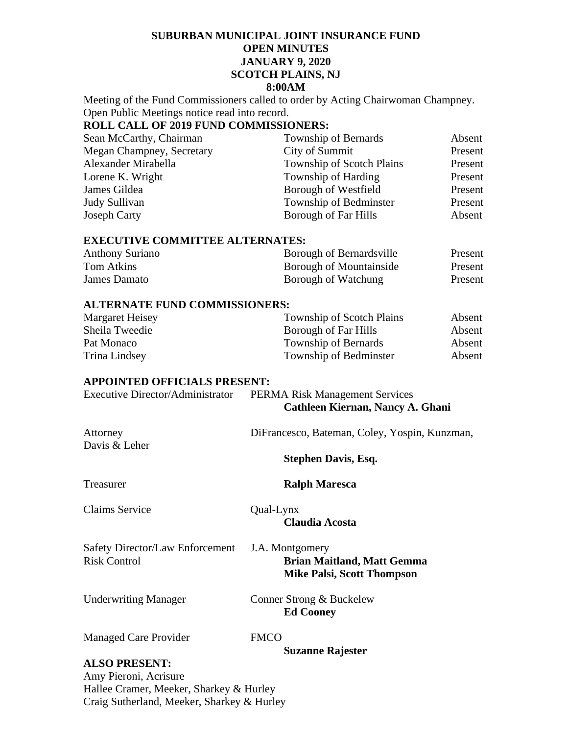**SUBURBAN MUNICIPAL JOINT INSURANCE FUND**
**OPEN MINUTES**
**JANUARY 9, 2020**
**SCOTCH PLAINS, NJ**
**8:00AM**

Meeting of the Fund Commissioners called to order by Acting Chairwoman Champney. Open Public Meetings notice read into record.

**ROLL CALL OF 2019 FUND COMMISSIONERS:**

| | | |
|---|---|---|
| Sean McCarthy, Chairman | Township of Bernards | Absent |
| Megan Champney, Secretary | City of Summit | Present |
| Alexander Mirabella | Township of Scotch Plains | Present |
| Lorene K. Wright | Township of Harding | Present |
| James Gildea | Borough of Westfield | Present |
| Judy Sullivan | Township of Bedminster | Present |
| Joseph Carty | Borough of Far Hills | Absent |

**EXECUTIVE COMMITTEE ALTERNATES:**

| | | |
|---|---|---|
| Anthony Suriano | Borough of Bernardsville | Present |
| Tom Atkins | Borough of Mountainside | Present |
| James Damato | Borough of Watchung | Present |

**ALTERNATE FUND COMMISSIONERS:**

| | | |
|---|---|---|
| Margaret Heisey | Township of Scotch Plains | Absent |
| Sheila Tweedie | Borough of Far Hills | Absent |
| Pat Monaco | Township of Bernards | Absent |
| Trina Lindsey | Township of Bedminster | Absent |

**APPOINTED OFFICIALS PRESENT:**

| | |
|---|---|
| Executive Director/Administrator | PERMA Risk Management Services<br>**Cathleen Kiernan, Nancy A. Ghani** |
| Attorney | DiFrancesco, Bateman, Coley, Yospin, Kunzman, Davis & Leher<br>**Stephen Davis, Esq.** |
| Treasurer | **Ralph Maresca** |
| Claims Service | Qual-Lynx<br>**Claudia Acosta** |
| Safety Director/Law Enforcement Risk Control | J.A. Montgomery<br>**Brian Maitland, Matt Gemma**<br>**Mike Palsi, Scott Thompson** |
| Underwriting Manager | Conner Strong & Buckelew<br>**Ed Cooney** |
| Managed Care Provider | FMCO<br>**Suzanne Rajester** |

**ALSO PRESENT:**

Amy Pieroni, Acrisure
Hallee Cramer, Meeker, Sharkey & Hurley
Craig Sutherland, Meeker, Sharkey & Hurley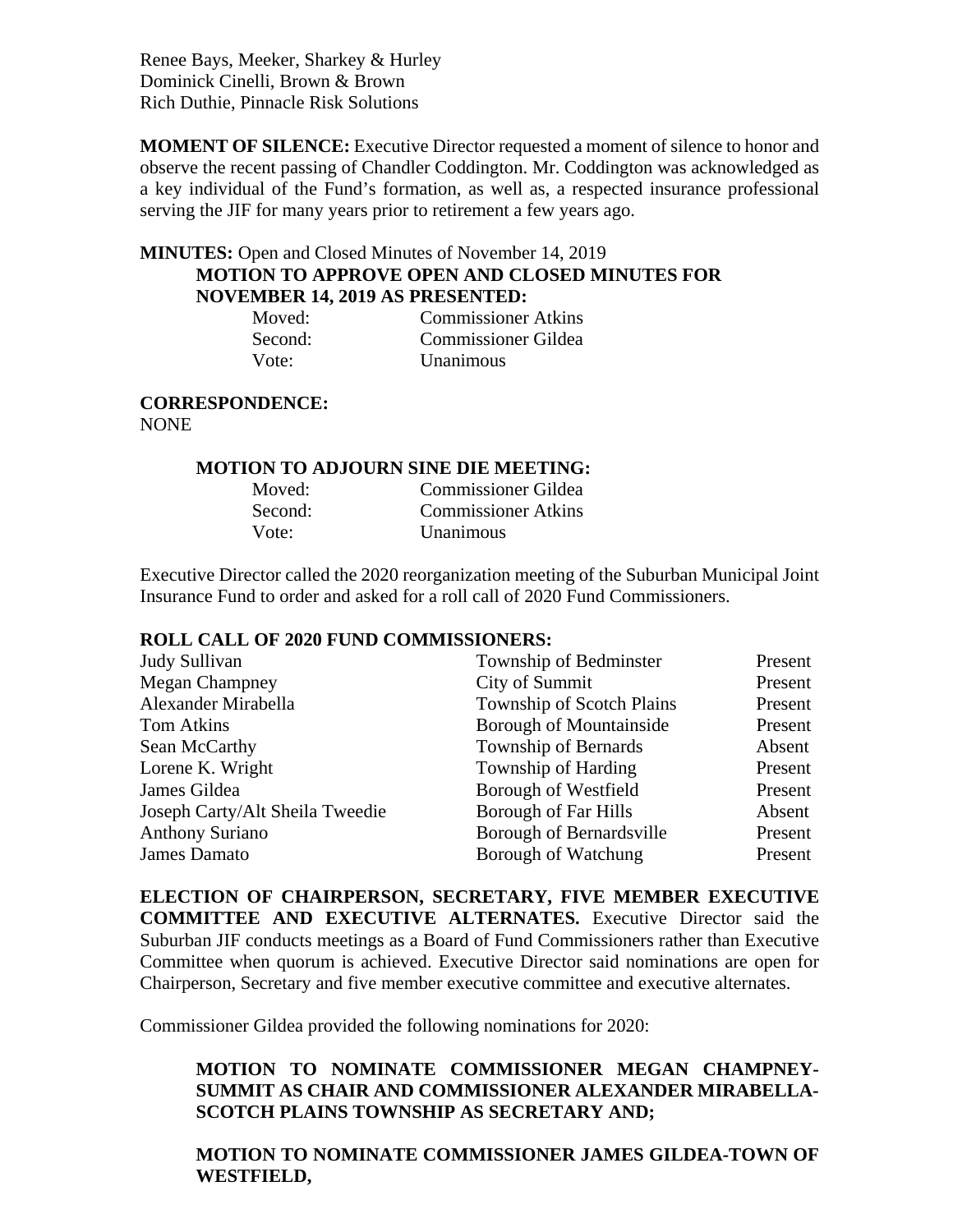Renee Bays, Meeker, Sharkey & Hurley
Dominick Cinelli, Brown & Brown
Rich Duthie, Pinnacle Risk Solutions

**MOMENT OF SILENCE:** Executive Director requested a moment of silence to honor and observe the recent passing of Chandler Coddington. Mr. Coddington was acknowledged as a key individual of the Fund's formation, as well as, a respected insurance professional serving the JIF for many years prior to retirement a few years ago.

**MINUTES:** Open and Closed Minutes of November 14, 2019

**MOTION TO APPROVE OPEN AND CLOSED MINUTES FOR NOVEMBER 14, 2019 AS PRESENTED:**

| | |
|---|---|
| Moved: | Commissioner Atkins |
| Second: | Commissioner Gildea |
| Vote: | Unanimous |

**CORRESPONDENCE:**
NONE

**MOTION TO ADJOURN SINE DIE MEETING:**

| | |
|---|---|
| Moved: | Commissioner Gildea |
| Second: | Commissioner Atkins |
| Vote: | Unanimous |

Executive Director called the 2020 reorganization meeting of the Suburban Municipal Joint Insurance Fund to order and asked for a roll call of 2020 Fund Commissioners.

**ROLL CALL OF 2020 FUND COMMISSIONERS:**

| | | |
|---|---|---|
| Judy Sullivan | Township of Bedminster | Present |
| Megan Champney | City of Summit | Present |
| Alexander Mirabella | Township of Scotch Plains | Present |
| Tom Atkins | Borough of Mountainside | Present |
| Sean McCarthy | Township of Bernards | Absent |
| Lorene K. Wright | Township of Harding | Present |
| James Gildea | Borough of Westfield | Present |
| Joseph Carty/Alt Sheila Tweedie | Borough of Far Hills | Absent |
| Anthony Suriano | Borough of Bernardsville | Present |
| James Damato | Borough of Watchung | Present |

**ELECTION OF CHAIRPERSON, SECRETARY, FIVE MEMBER EXECUTIVE COMMITTEE AND EXECUTIVE ALTERNATES.** Executive Director said the Suburban JIF conducts meetings as a Board of Fund Commissioners rather than Executive Committee when quorum is achieved. Executive Director said nominations are open for Chairperson, Secretary and five member executive committee and executive alternates.

Commissioner Gildea provided the following nominations for 2020:

**MOTION TO NOMINATE COMMISSIONER MEGAN CHAMPNEY-SUMMIT AS CHAIR AND COMMISSIONER ALEXANDER MIRABELLA-SCOTCH PLAINS TOWNSHIP AS SECRETARY AND;**

**MOTION TO NOMINATE COMMISSIONER JAMES GILDEA-TOWN OF WESTFIELD,**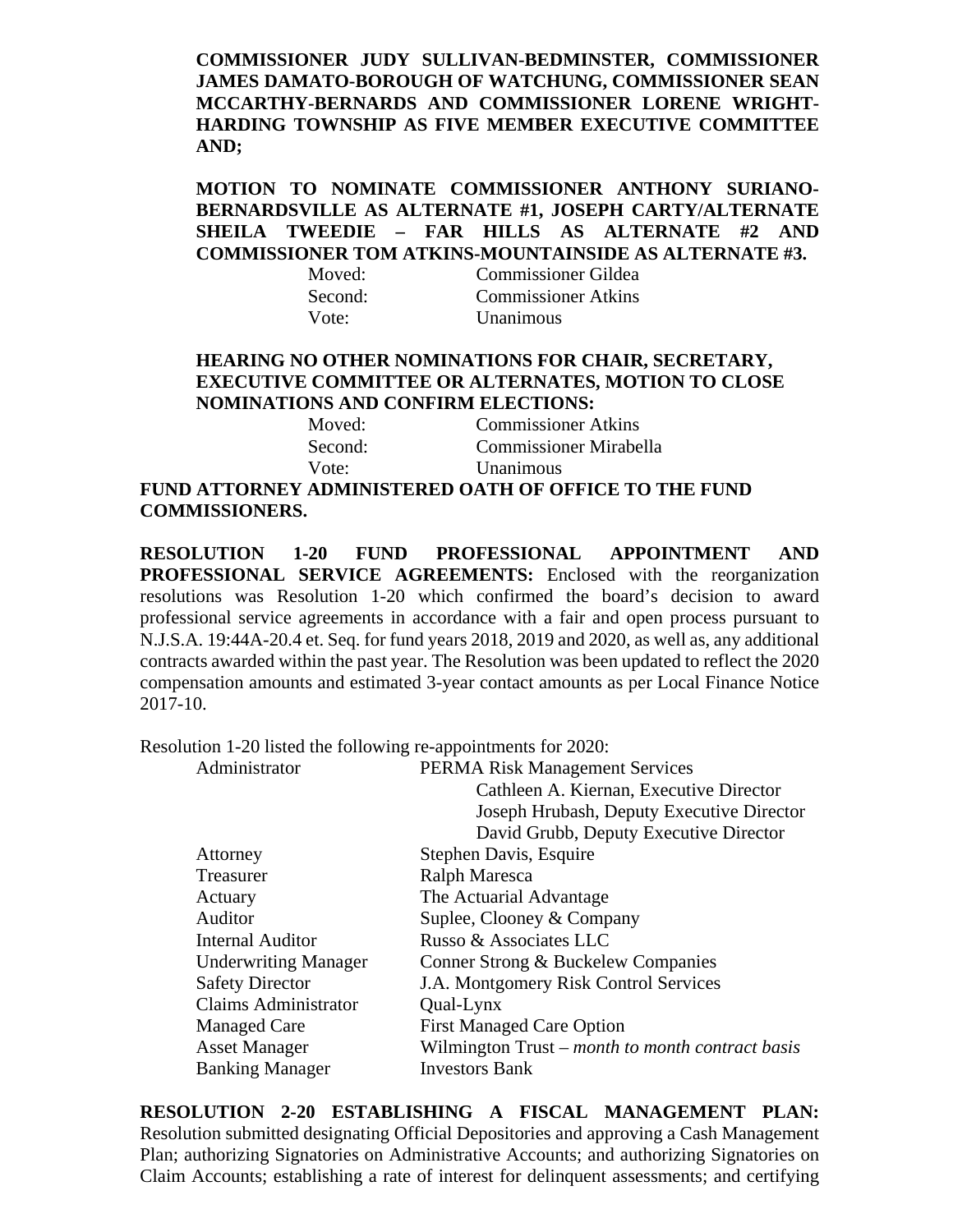**COMMISSIONER JUDY SULLIVAN-BEDMINSTER, COMMISSIONER JAMES DAMATO-BOROUGH OF WATCHUNG, COMMISSIONER SEAN MCCARTHY-BERNARDS AND COMMISSIONER LORENE WRIGHT-HARDING TOWNSHIP AS FIVE MEMBER EXECUTIVE COMMITTEE AND;**

**MOTION TO NOMINATE COMMISSIONER ANTHONY SURIANO-BERNARDSVILLE AS ALTERNATE #1, JOSEPH CARTY/ALTERNATE SHEILA TWEEDIE – FAR HILLS AS ALTERNATE #2 AND COMMISSIONER TOM ATKINS-MOUNTAINSIDE AS ALTERNATE #3.**

| | |
|---|---|
| Moved: | Commissioner Gildea |
| Second: | Commissioner Atkins |
| Vote: | Unanimous |

**HEARING NO OTHER NOMINATIONS FOR CHAIR, SECRETARY, EXECUTIVE COMMITTEE OR ALTERNATES, MOTION TO CLOSE NOMINATIONS AND CONFIRM ELECTIONS:**

| | |
|---|---|
| Moved: | Commissioner Atkins |
| Second: | Commissioner Mirabella |
| Vote: | Unanimous |

**FUND ATTORNEY ADMINISTERED OATH OF OFFICE TO THE FUND COMMISSIONERS.**

**RESOLUTION 1-20 FUND PROFESSIONAL APPOINTMENT AND PROFESSIONAL SERVICE AGREEMENTS:** Enclosed with the reorganization resolutions was Resolution 1-20 which confirmed the board's decision to award professional service agreements in accordance with a fair and open process pursuant to N.J.S.A. 19:44A-20.4 et. Seq. for fund years 2018, 2019 and 2020, as well as, any additional contracts awarded within the past year. The Resolution was been updated to reflect the 2020 compensation amounts and estimated 3-year contact amounts as per Local Finance Notice 2017-10.

Resolution 1-20 listed the following re-appointments for 2020:

| | |
|---|---|
| Administrator | PERMA Risk Management Services |
| | Cathleen A. Kiernan, Executive Director |
| | Joseph Hrubash, Deputy Executive Director |
| | David Grubb, Deputy Executive Director |
| Attorney | Stephen Davis, Esquire |
| Treasurer | Ralph Maresca |
| Actuary | The Actuarial Advantage |
| Auditor | Suplee, Clooney & Company |
| Internal Auditor | Russo & Associates LLC |
| Underwriting Manager | Conner Strong & Buckelew Companies |
| Safety Director | J.A. Montgomery Risk Control Services |
| Claims Administrator | Qual-Lynx |
| Managed Care | First Managed Care Option |
| Asset Manager | Wilmington Trust – *month to month contract basis* |
| Banking Manager | Investors Bank |

**RESOLUTION 2-20 ESTABLISHING A FISCAL MANAGEMENT PLAN:** Resolution submitted designating Official Depositories and approving a Cash Management Plan; authorizing Signatories on Administrative Accounts; and authorizing Signatories on Claim Accounts; establishing a rate of interest for delinquent assessments; and certifying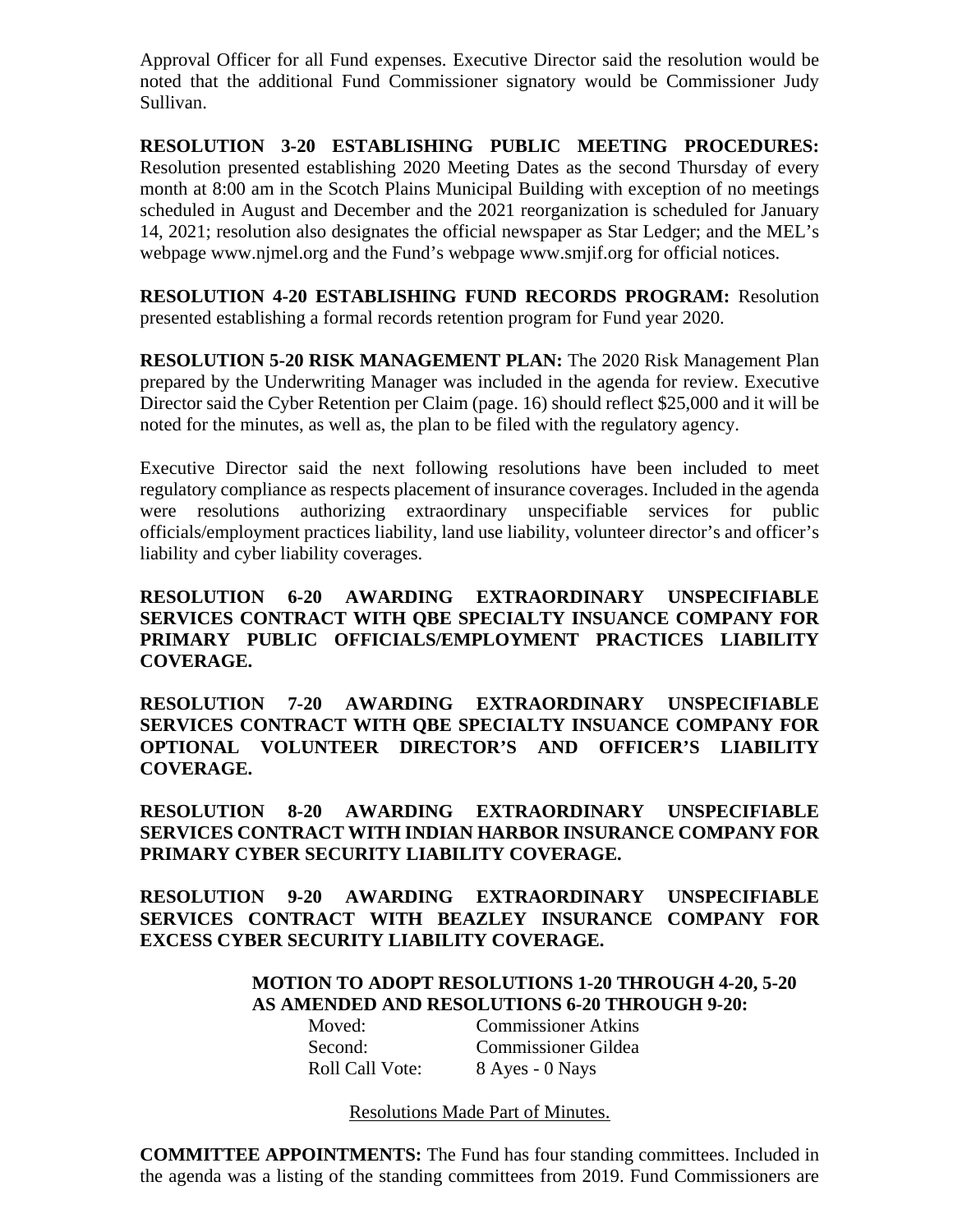Approval Officer for all Fund expenses. Executive Director said the resolution would be noted that the additional Fund Commissioner signatory would be Commissioner Judy Sullivan.

**RESOLUTION 3-20 ESTABLISHING PUBLIC MEETING PROCEDURES:** Resolution presented establishing 2020 Meeting Dates as the second Thursday of every month at 8:00 am in the Scotch Plains Municipal Building with exception of no meetings scheduled in August and December and the 2021 reorganization is scheduled for January 14, 2021; resolution also designates the official newspaper as Star Ledger; and the MEL's webpage www.njmel.org and the Fund's webpage www.smjif.org for official notices.

**RESOLUTION 4-20 ESTABLISHING FUND RECORDS PROGRAM:** Resolution presented establishing a formal records retention program for Fund year 2020.

**RESOLUTION 5-20 RISK MANAGEMENT PLAN:** The 2020 Risk Management Plan prepared by the Underwriting Manager was included in the agenda for review. Executive Director said the Cyber Retention per Claim (page. 16) should reflect $25,000 and it will be noted for the minutes, as well as, the plan to be filed with the regulatory agency.

Executive Director said the next following resolutions have been included to meet regulatory compliance as respects placement of insurance coverages. Included in the agenda were resolutions authorizing extraordinary unspecifiable services for public officials/employment practices liability, land use liability, volunteer director's and officer's liability and cyber liability coverages.

**RESOLUTION 6-20 AWARDING EXTRAORDINARY UNSPECIFIABLE SERVICES CONTRACT WITH QBE SPECIALTY INSUANCE COMPANY FOR PRIMARY PUBLIC OFFICIALS/EMPLOYMENT PRACTICES LIABILITY COVERAGE.**

**RESOLUTION 7-20 AWARDING EXTRAORDINARY UNSPECIFIABLE SERVICES CONTRACT WITH QBE SPECIALTY INSUANCE COMPANY FOR OPTIONAL VOLUNTEER DIRECTOR'S AND OFFICER'S LIABILITY COVERAGE.**

**RESOLUTION 8-20 AWARDING EXTRAORDINARY UNSPECIFIABLE SERVICES CONTRACT WITH INDIAN HARBOR INSURANCE COMPANY FOR PRIMARY CYBER SECURITY LIABILITY COVERAGE.**

**RESOLUTION 9-20 AWARDING EXTRAORDINARY UNSPECIFIABLE SERVICES CONTRACT WITH BEAZLEY INSURANCE COMPANY FOR EXCESS CYBER SECURITY LIABILITY COVERAGE.**

**MOTION TO ADOPT RESOLUTIONS 1-20 THROUGH 4-20, 5-20 AS AMENDED AND RESOLUTIONS 6-20 THROUGH 9-20:**

Moved: Commissioner Atkins
Second: Commissioner Gildea
Roll Call Vote: 8 Ayes - 0 Nays

Resolutions Made Part of Minutes.

**COMMITTEE APPOINTMENTS:** The Fund has four standing committees. Included in the agenda was a listing of the standing committees from 2019. Fund Commissioners are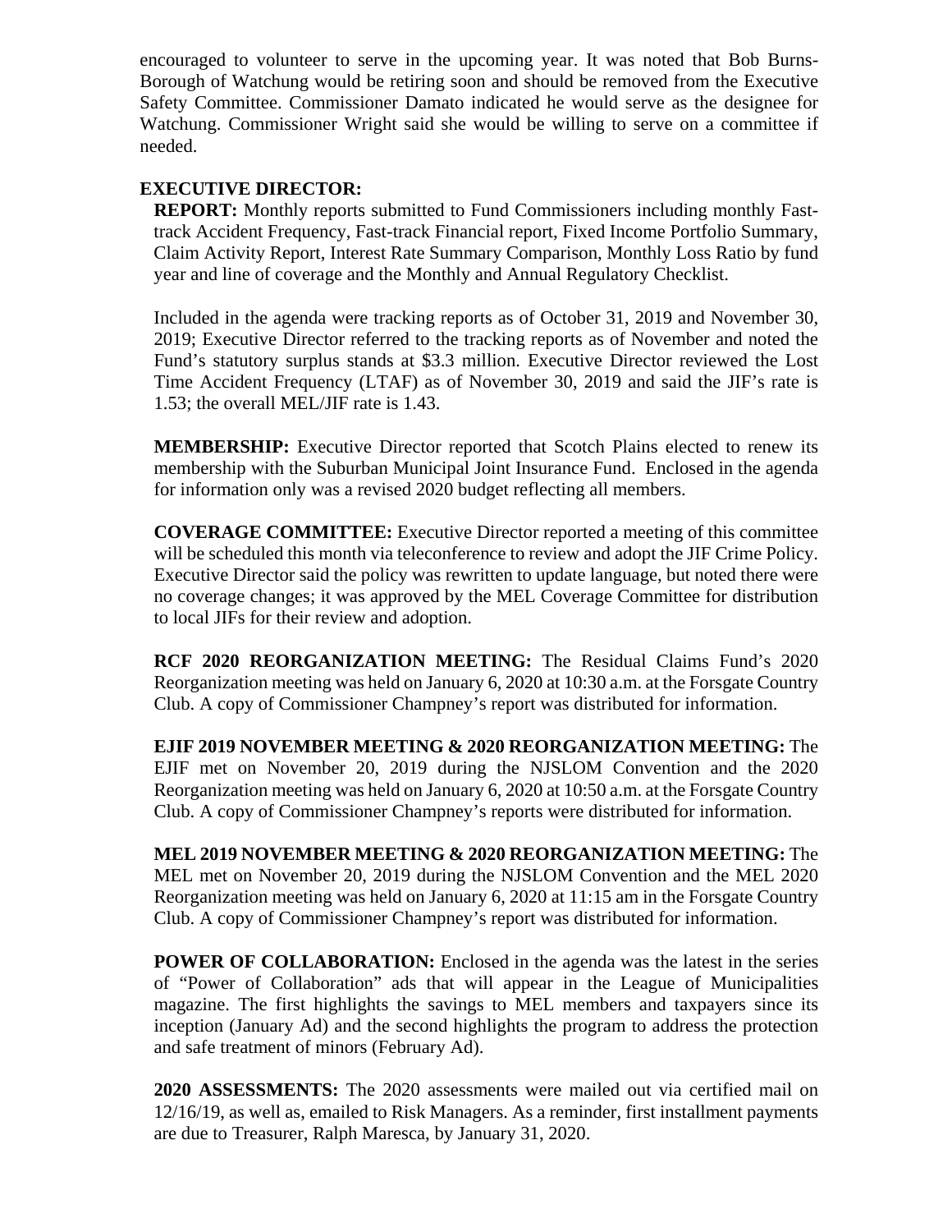encouraged to volunteer to serve in the upcoming year. It was noted that Bob Burns-Borough of Watchung would be retiring soon and should be removed from the Executive Safety Committee. Commissioner Damato indicated he would serve as the designee for Watchung. Commissioner Wright said she would be willing to serve on a committee if needed.

**EXECUTIVE DIRECTOR:**

**REPORT:** Monthly reports submitted to Fund Commissioners including monthly Fast-track Accident Frequency, Fast-track Financial report, Fixed Income Portfolio Summary, Claim Activity Report, Interest Rate Summary Comparison, Monthly Loss Ratio by fund year and line of coverage and the Monthly and Annual Regulatory Checklist.

Included in the agenda were tracking reports as of October 31, 2019 and November 30, 2019; Executive Director referred to the tracking reports as of November and noted the Fund's statutory surplus stands at $3.3 million. Executive Director reviewed the Lost Time Accident Frequency (LTAF) as of November 30, 2019 and said the JIF's rate is 1.53; the overall MEL/JIF rate is 1.43.

**MEMBERSHIP:** Executive Director reported that Scotch Plains elected to renew its membership with the Suburban Municipal Joint Insurance Fund. Enclosed in the agenda for information only was a revised 2020 budget reflecting all members.

**COVERAGE COMMITTEE:** Executive Director reported a meeting of this committee will be scheduled this month via teleconference to review and adopt the JIF Crime Policy. Executive Director said the policy was rewritten to update language, but noted there were no coverage changes; it was approved by the MEL Coverage Committee for distribution to local JIFs for their review and adoption.

**RCF 2020 REORGANIZATION MEETING:** The Residual Claims Fund's 2020 Reorganization meeting was held on January 6, 2020 at 10:30 a.m. at the Forsgate Country Club. A copy of Commissioner Champney's report was distributed for information.

**EJIF 2019 NOVEMBER MEETING & 2020 REORGANIZATION MEETING:** The EJIF met on November 20, 2019 during the NJSLOM Convention and the 2020 Reorganization meeting was held on January 6, 2020 at 10:50 a.m. at the Forsgate Country Club. A copy of Commissioner Champney's reports were distributed for information.

**MEL 2019 NOVEMBER MEETING & 2020 REORGANIZATION MEETING:** The MEL met on November 20, 2019 during the NJSLOM Convention and the MEL 2020 Reorganization meeting was held on January 6, 2020 at 11:15 am in the Forsgate Country Club. A copy of Commissioner Champney's report was distributed for information.

**POWER OF COLLABORATION:** Enclosed in the agenda was the latest in the series of "Power of Collaboration" ads that will appear in the League of Municipalities magazine. The first highlights the savings to MEL members and taxpayers since its inception (January Ad) and the second highlights the program to address the protection and safe treatment of minors (February Ad).

**2020 ASSESSMENTS:** The 2020 assessments were mailed out via certified mail on 12/16/19, as well as, emailed to Risk Managers. As a reminder, first installment payments are due to Treasurer, Ralph Maresca, by January 31, 2020.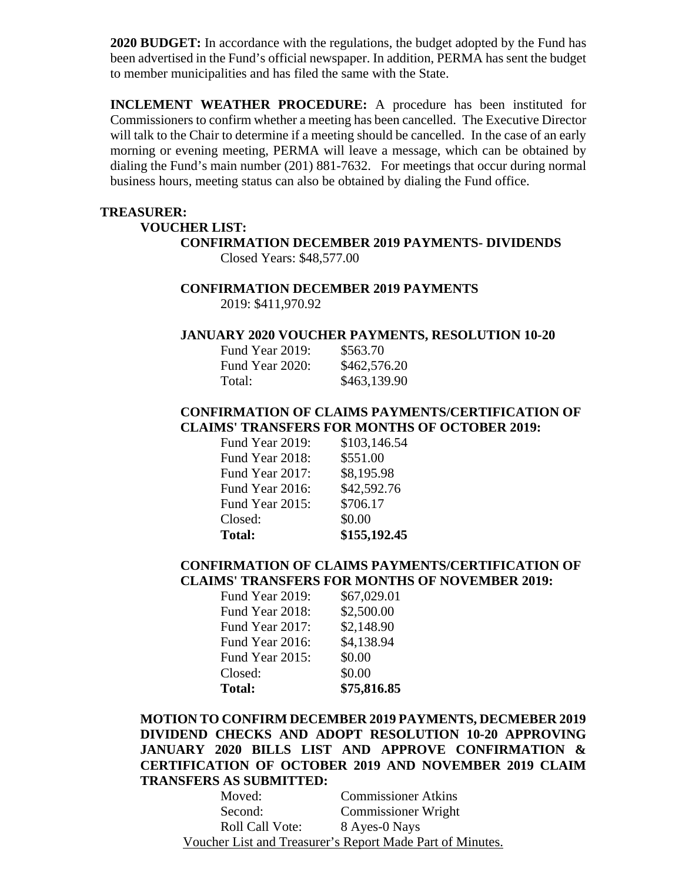**2020 BUDGET:** In accordance with the regulations, the budget adopted by the Fund has been advertised in the Fund's official newspaper. In addition, PERMA has sent the budget to member municipalities and has filed the same with the State.

**INCLEMENT WEATHER PROCEDURE:** A procedure has been instituted for Commissioners to confirm whether a meeting has been cancelled. The Executive Director will talk to the Chair to determine if a meeting should be cancelled. In the case of an early morning or evening meeting, PERMA will leave a message, which can be obtained by dialing the Fund's main number (201) 881-7632. For meetings that occur during normal business hours, meeting status can also be obtained by dialing the Fund office.

**TREASURER:**

**VOUCHER LIST:**

**CONFIRMATION DECEMBER 2019 PAYMENTS- DIVIDENDS**

Closed Years: $48,577.00

**CONFIRMATION DECEMBER 2019 PAYMENTS**

2019: $411,970.92

**JANUARY 2020 VOUCHER PAYMENTS, RESOLUTION 10-20**

| | |
|---|---|
| Fund Year 2019: | $563.70 |
| Fund Year 2020: | $462,576.20 |
| Total: | $463,139.90 |

**CONFIRMATION OF CLAIMS PAYMENTS/CERTIFICATION OF CLAIMS' TRANSFERS FOR MONTHS OF OCTOBER 2019:**

| | |
|---|---|
| Fund Year 2019: | $103,146.54 |
| Fund Year 2018: | $551.00 |
| Fund Year 2017: | $8,195.98 |
| Fund Year 2016: | $42,592.76 |
| Fund Year 2015: | $706.17 |
| Closed: | $0.00 |
| **Total:** | **$155,192.45** |

**CONFIRMATION OF CLAIMS PAYMENTS/CERTIFICATION OF CLAIMS' TRANSFERS FOR MONTHS OF NOVEMBER 2019:**

| | |
|---|---|
| Fund Year 2019: | $67,029.01 |
| Fund Year 2018: | $2,500.00 |
| Fund Year 2017: | $2,148.90 |
| Fund Year 2016: | $4,138.94 |
| Fund Year 2015: | $0.00 |
| Closed: | $0.00 |
| **Total:** | **$75,816.85** |

**MOTION TO CONFIRM DECEMBER 2019 PAYMENTS, DECMEBER 2019 DIVIDEND CHECKS AND ADOPT RESOLUTION 10-20 APPROVING JANUARY 2020 BILLS LIST AND APPROVE CONFIRMATION & CERTIFICATION OF OCTOBER 2019 AND NOVEMBER 2019 CLAIM TRANSFERS AS SUBMITTED:**

| | |
|---|---|
| Moved: | Commissioner Atkins |
| Second: | Commissioner Wright |
| Roll Call Vote: | 8 Ayes-0 Nays |

Voucher List and Treasurer's Report Made Part of Minutes.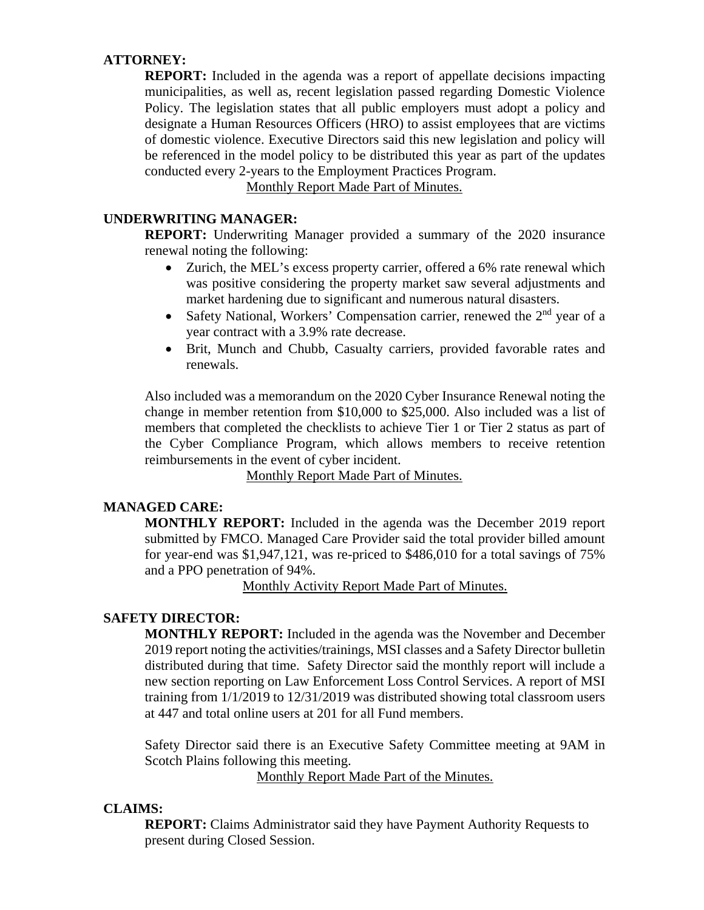**ATTORNEY:**

**REPORT:** Included in the agenda was a report of appellate decisions impacting municipalities, as well as, recent legislation passed regarding Domestic Violence Policy. The legislation states that all public employers must adopt a policy and designate a Human Resources Officers (HRO) to assist employees that are victims of domestic violence. Executive Directors said this new legislation and policy will be referenced in the model policy to be distributed this year as part of the updates conducted every 2-years to the Employment Practices Program.

Monthly Report Made Part of Minutes.

**UNDERWRITING MANAGER:**

**REPORT:** Underwriting Manager provided a summary of the 2020 insurance renewal noting the following:

- Zurich, the MEL's excess property carrier, offered a 6% rate renewal which was positive considering the property market saw several adjustments and market hardening due to significant and numerous natural disasters.
- Safety National, Workers' Compensation carrier, renewed the 2nd year of a year contract with a 3.9% rate decrease.
- Brit, Munch and Chubb, Casualty carriers, provided favorable rates and renewals.

Also included was a memorandum on the 2020 Cyber Insurance Renewal noting the change in member retention from $10,000 to $25,000. Also included was a list of members that completed the checklists to achieve Tier 1 or Tier 2 status as part of the Cyber Compliance Program, which allows members to receive retention reimbursements in the event of cyber incident.

Monthly Report Made Part of Minutes.

**MANAGED CARE:**

**MONTHLY REPORT:** Included in the agenda was the December 2019 report submitted by FMCO. Managed Care Provider said the total provider billed amount for year-end was $1,947,121, was re-priced to $486,010 for a total savings of 75% and a PPO penetration of 94%.

Monthly Activity Report Made Part of Minutes.

**SAFETY DIRECTOR:**

**MONTHLY REPORT:** Included in the agenda was the November and December 2019 report noting the activities/trainings, MSI classes and a Safety Director bulletin distributed during that time. Safety Director said the monthly report will include a new section reporting on Law Enforcement Loss Control Services. A report of MSI training from 1/1/2019 to 12/31/2019 was distributed showing total classroom users at 447 and total online users at 201 for all Fund members.

Safety Director said there is an Executive Safety Committee meeting at 9AM in Scotch Plains following this meeting.

Monthly Report Made Part of the Minutes.

**CLAIMS:**

**REPORT:** Claims Administrator said they have Payment Authority Requests to present during Closed Session.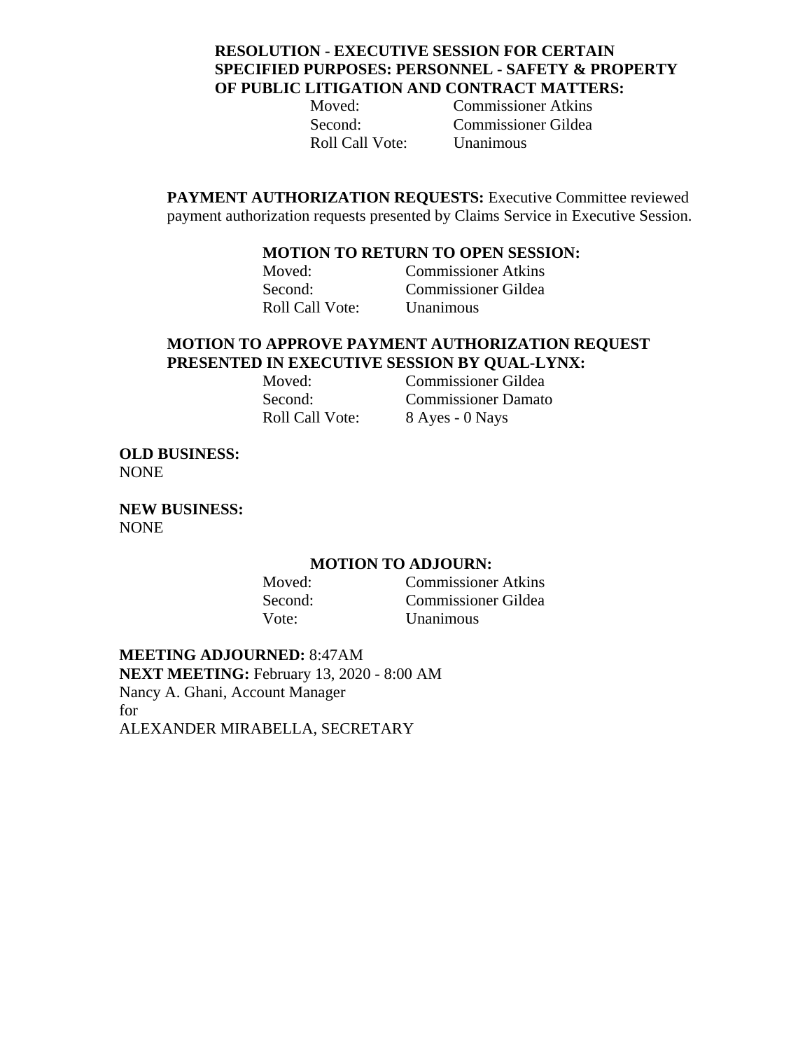**RESOLUTION - EXECUTIVE SESSION FOR CERTAIN SPECIFIED PURPOSES: PERSONNEL - SAFETY & PROPERTY OF PUBLIC LITIGATION AND CONTRACT MATTERS:**

Moved: Commissioner Atkins
Second: Commissioner Gildea
Roll Call Vote: Unanimous

**PAYMENT AUTHORIZATION REQUESTS:** Executive Committee reviewed payment authorization requests presented by Claims Service in Executive Session.

**MOTION TO RETURN TO OPEN SESSION:**

Moved: Commissioner Atkins
Second: Commissioner Gildea
Roll Call Vote: Unanimous

**MOTION TO APPROVE PAYMENT AUTHORIZATION REQUEST PRESENTED IN EXECUTIVE SESSION BY QUAL-LYNX:**

Moved: Commissioner Gildea
Second: Commissioner Damato
Roll Call Vote: 8 Ayes - 0 Nays

**OLD BUSINESS:**
NONE

**NEW BUSINESS:**
NONE

**MOTION TO ADJOURN:**

Moved: Commissioner Atkins
Second: Commissioner Gildea
Vote: Unanimous

**MEETING ADJOURNED:** 8:47AM
**NEXT MEETING:** February 13, 2020 - 8:00 AM
Nancy A. Ghani, Account Manager
for
ALEXANDER MIRABELLA, SECRETARY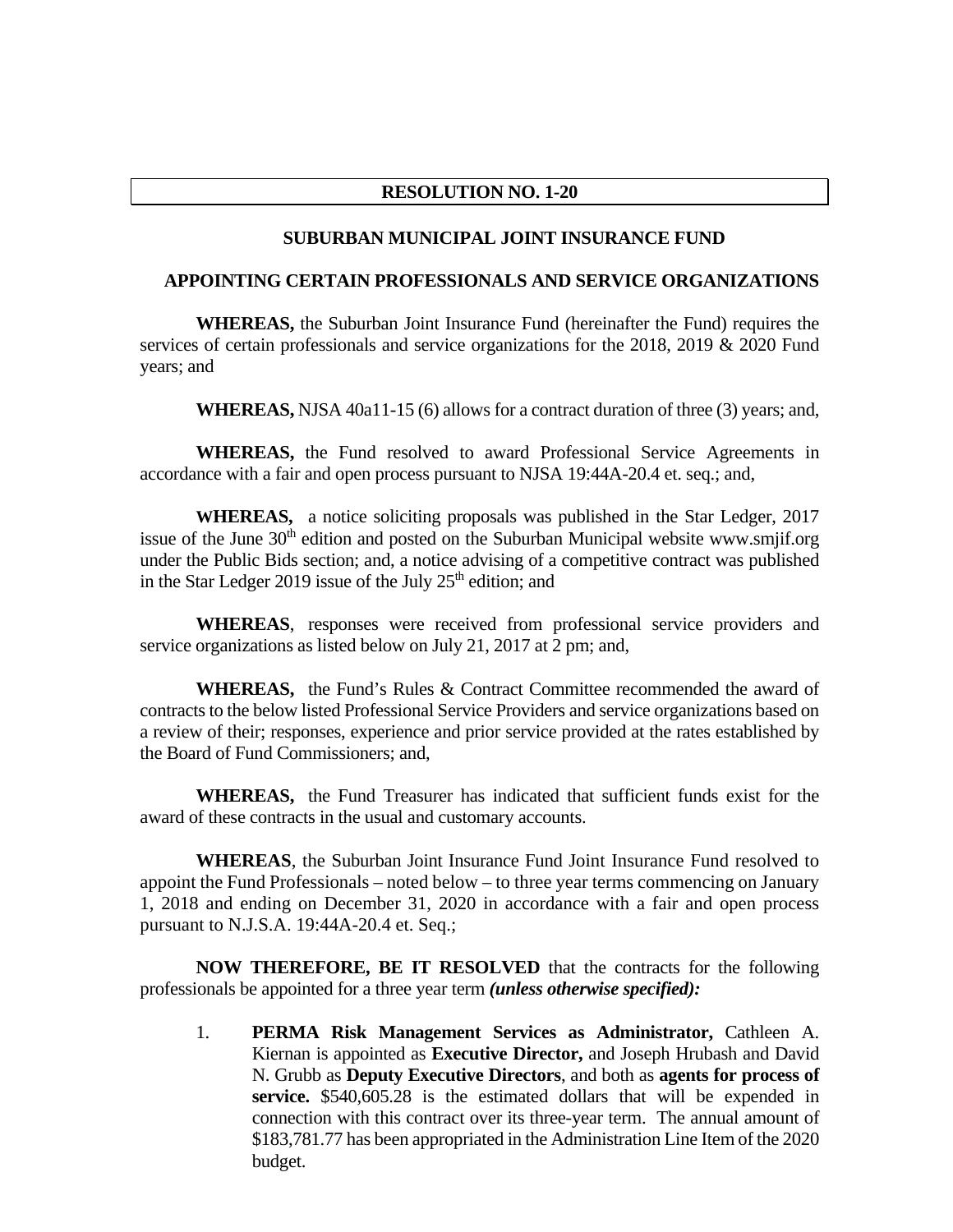**RESOLUTION NO. 1-20**

**SUBURBAN MUNICIPAL JOINT INSURANCE FUND**

**APPOINTING CERTAIN PROFESSIONALS AND SERVICE ORGANIZATIONS**

**WHEREAS,** the Suburban Joint Insurance Fund (hereinafter the Fund) requires the services of certain professionals and service organizations for the 2018, 2019 & 2020 Fund years; and

**WHEREAS,** NJSA 40a11-15 (6) allows for a contract duration of three (3) years; and,

**WHEREAS,** the Fund resolved to award Professional Service Agreements in accordance with a fair and open process pursuant to NJSA 19:44A-20.4 et. seq.; and,

**WHEREAS,** a notice soliciting proposals was published in the Star Ledger, 2017 issue of the June 30th edition and posted on the Suburban Municipal website www.smjif.org under the Public Bids section; and, a notice advising of a competitive contract was published in the Star Ledger 2019 issue of the July 25th edition; and

**WHEREAS**, responses were received from professional service providers and service organizations as listed below on July 21, 2017 at 2 pm; and,

**WHEREAS,** the Fund's Rules & Contract Committee recommended the award of contracts to the below listed Professional Service Providers and service organizations based on a review of their; responses, experience and prior service provided at the rates established by the Board of Fund Commissioners; and,

**WHEREAS,** the Fund Treasurer has indicated that sufficient funds exist for the award of these contracts in the usual and customary accounts.

**WHEREAS**, the Suburban Joint Insurance Fund Joint Insurance Fund resolved to appoint the Fund Professionals – noted below – to three year terms commencing on January 1, 2018 and ending on December 31, 2020 in accordance with a fair and open process pursuant to N.J.S.A. 19:44A-20.4 et. Seq.;

**NOW THEREFORE, BE IT RESOLVED** that the contracts for the following professionals be appointed for a three year term ***(unless otherwise specified):***

1. **PERMA Risk Management Services as Administrator,** Cathleen A. Kiernan is appointed as **Executive Director,** and Joseph Hrubash and David N. Grubb as **Deputy Executive Directors**, and both as **agents for process of service.** $540,605.28 is the estimated dollars that will be expended in connection with this contract over its three-year term. The annual amount of $183,781.77 has been appropriated in the Administration Line Item of the 2020 budget.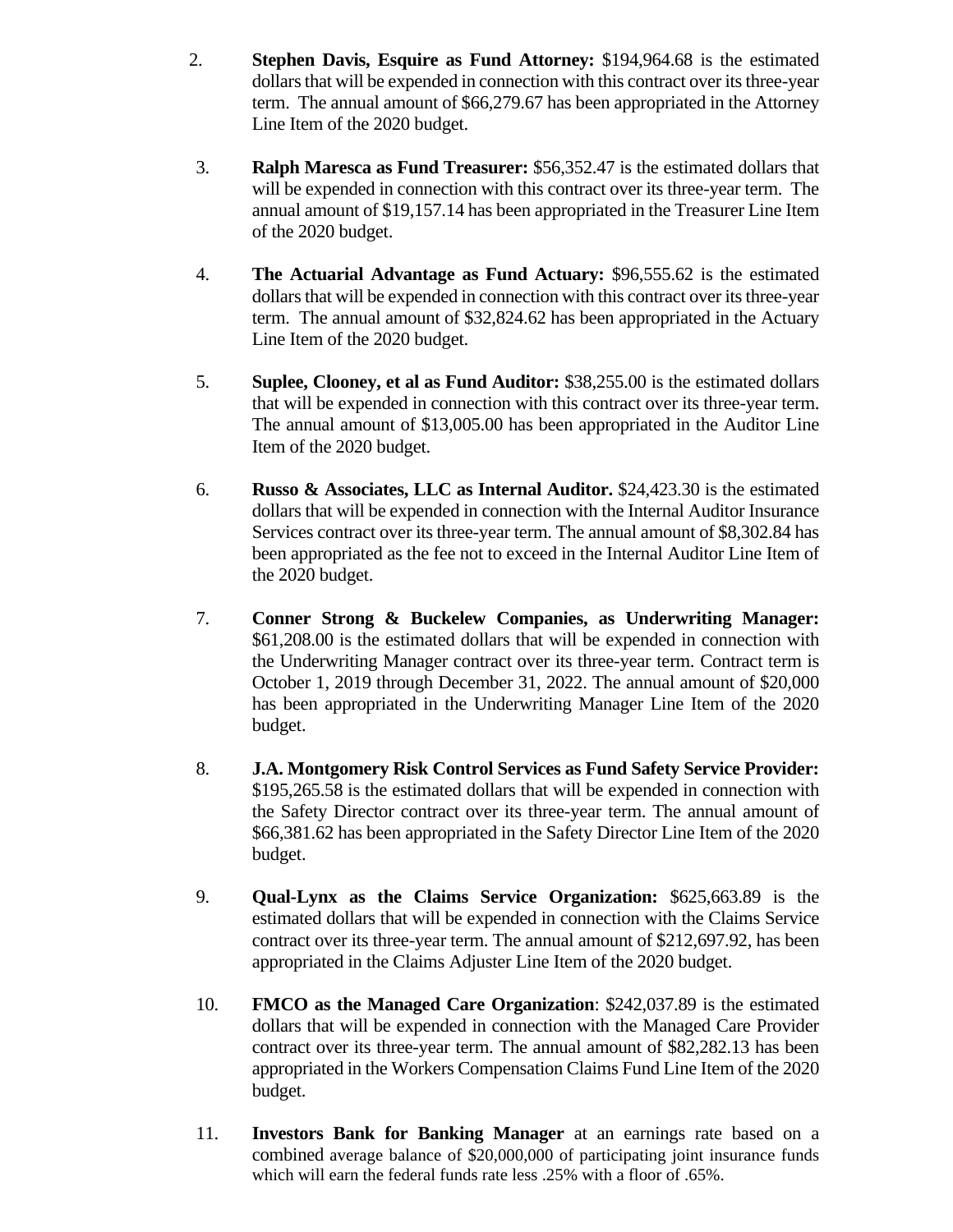2. **Stephen Davis, Esquire as Fund Attorney:** $194,964.68 is the estimated dollars that will be expended in connection with this contract over its three-year term. The annual amount of $66,279.67 has been appropriated in the Attorney Line Item of the 2020 budget.

3. **Ralph Maresca as Fund Treasurer:** $56,352.47 is the estimated dollars that will be expended in connection with this contract over its three-year term. The annual amount of $19,157.14 has been appropriated in the Treasurer Line Item of the 2020 budget.

4. **The Actuarial Advantage as Fund Actuary:** $96,555.62 is the estimated dollars that will be expended in connection with this contract over its three-year term. The annual amount of $32,824.62 has been appropriated in the Actuary Line Item of the 2020 budget.

5. **Suplee, Clooney, et al as Fund Auditor:** $38,255.00 is the estimated dollars that will be expended in connection with this contract over its three-year term. The annual amount of $13,005.00 has been appropriated in the Auditor Line Item of the 2020 budget.

6. **Russo & Associates, LLC as Internal Auditor.** $24,423.30 is the estimated dollars that will be expended in connection with the Internal Auditor Insurance Services contract over its three-year term. The annual amount of $8,302.84 has been appropriated as the fee not to exceed in the Internal Auditor Line Item of the 2020 budget.

7. **Conner Strong & Buckelew Companies, as Underwriting Manager:** $61,208.00 is the estimated dollars that will be expended in connection with the Underwriting Manager contract over its three-year term. Contract term is October 1, 2019 through December 31, 2022. The annual amount of $20,000 has been appropriated in the Underwriting Manager Line Item of the 2020 budget.

8. **J.A. Montgomery Risk Control Services as Fund Safety Service Provider:** $195,265.58 is the estimated dollars that will be expended in connection with the Safety Director contract over its three-year term. The annual amount of $66,381.62 has been appropriated in the Safety Director Line Item of the 2020 budget.

9. **Qual-Lynx as the Claims Service Organization:** $625,663.89 is the estimated dollars that will be expended in connection with the Claims Service contract over its three-year term. The annual amount of $212,697.92, has been appropriated in the Claims Adjuster Line Item of the 2020 budget.

10. **FMCO as the Managed Care Organization**: $242,037.89 is the estimated dollars that will be expended in connection with the Managed Care Provider contract over its three-year term. The annual amount of $82,282.13 has been appropriated in the Workers Compensation Claims Fund Line Item of the 2020 budget.

11. **Investors Bank for Banking Manager** at an earnings rate based on a combined average balance of $20,000,000 of participating joint insurance funds which will earn the federal funds rate less .25% with a floor of .65%.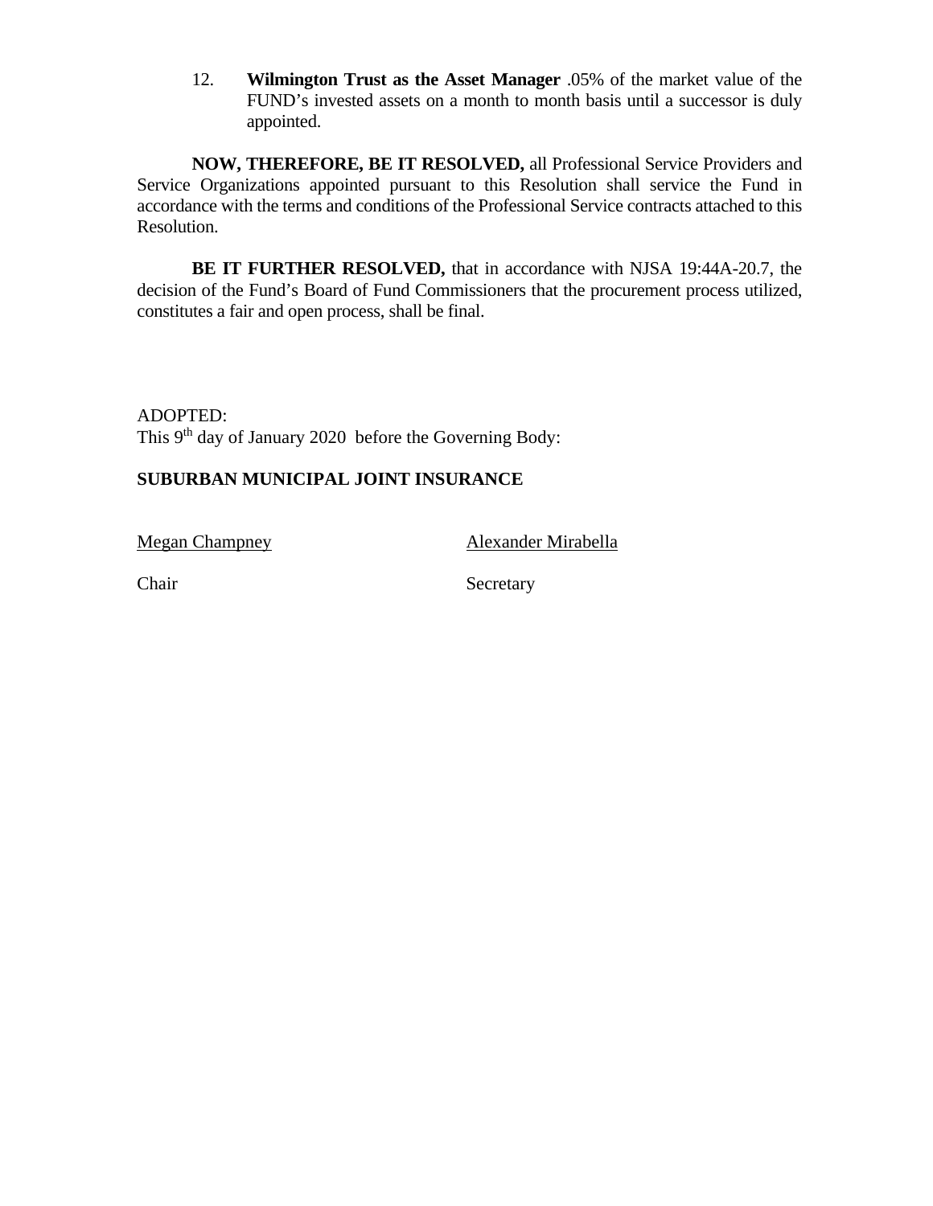12. **Wilmington Trust as the Asset Manager** .05% of the market value of the FUND's invested assets on a month to month basis until a successor is duly appointed.

**NOW, THEREFORE, BE IT RESOLVED,** all Professional Service Providers and Service Organizations appointed pursuant to this Resolution shall service the Fund in accordance with the terms and conditions of the Professional Service contracts attached to this Resolution.

**BE IT FURTHER RESOLVED,** that in accordance with NJSA 19:44A-20.7, the decision of the Fund's Board of Fund Commissioners that the procurement process utilized, constitutes a fair and open process, shall be final.

ADOPTED:
This 9th day of January 2020 before the Governing Body:

**SUBURBAN MUNICIPAL JOINT INSURANCE**

| Megan Champney | Alexander Mirabella |
| --- | --- |
| Chair | Secretary |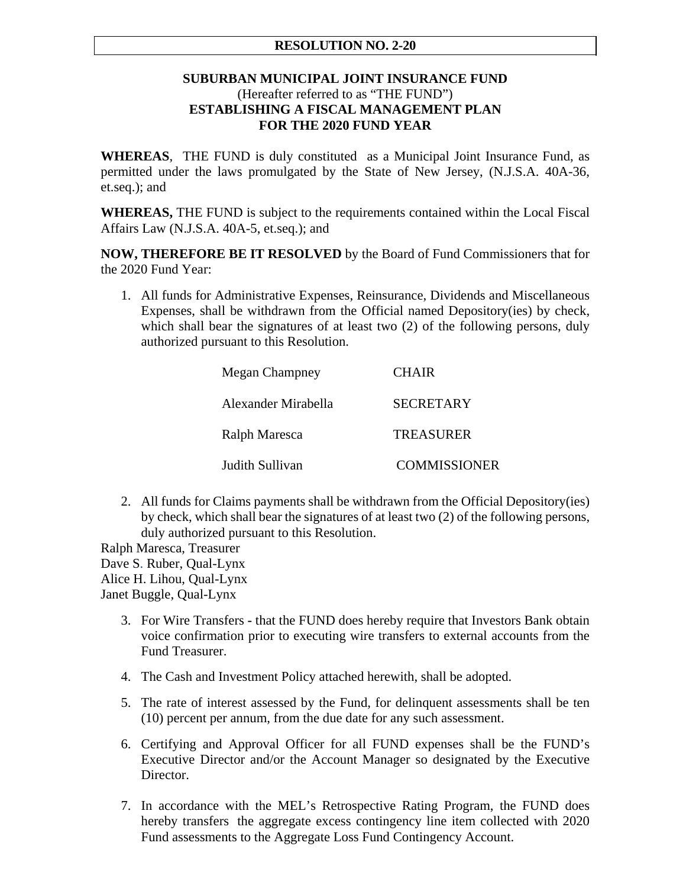**RESOLUTION NO. 2-20**

**SUBURBAN MUNICIPAL JOINT INSURANCE FUND**
(Hereafter referred to as "THE FUND")
**ESTABLISHING A FISCAL MANAGEMENT PLAN**
**FOR THE 2020 FUND YEAR**

**WHEREAS**, THE FUND is duly constituted as a Municipal Joint Insurance Fund, as permitted under the laws promulgated by the State of New Jersey, (N.J.S.A. 40A-36, et.seq.); and

**WHEREAS,** THE FUND is subject to the requirements contained within the Local Fiscal Affairs Law (N.J.S.A. 40A-5, et.seq.); and

**NOW, THEREFORE BE IT RESOLVED** by the Board of Fund Commissioners that for the 2020 Fund Year:

1. All funds for Administrative Expenses, Reinsurance, Dividends and Miscellaneous Expenses, shall be withdrawn from the Official named Depository(ies) by check, which shall bear the signatures of at least two (2) of the following persons, duly authorized pursuant to this Resolution.

| | |
|---|---|
| Megan Champney | CHAIR |
| Alexander Mirabella | SECRETARY |
| Ralph Maresca | TREASURER |
| Judith Sullivan | COMMISSIONER |

2. All funds for Claims payments shall be withdrawn from the Official Depository(ies) by check, which shall bear the signatures of at least two (2) of the following persons, duly authorized pursuant to this Resolution.

Ralph Maresca, Treasurer
Dave S. Ruber, Qual-Lynx
Alice H. Lihou, Qual-Lynx
Janet Buggle, Qual-Lynx

3. For Wire Transfers - that the FUND does hereby require that Investors Bank obtain voice confirmation prior to executing wire transfers to external accounts from the Fund Treasurer.

4. The Cash and Investment Policy attached herewith, shall be adopted.

5. The rate of interest assessed by the Fund, for delinquent assessments shall be ten (10) percent per annum, from the due date for any such assessment.

6. Certifying and Approval Officer for all FUND expenses shall be the FUND's Executive Director and/or the Account Manager so designated by the Executive Director.

7. In accordance with the MEL's Retrospective Rating Program, the FUND does hereby transfers the aggregate excess contingency line item collected with 2020 Fund assessments to the Aggregate Loss Fund Contingency Account.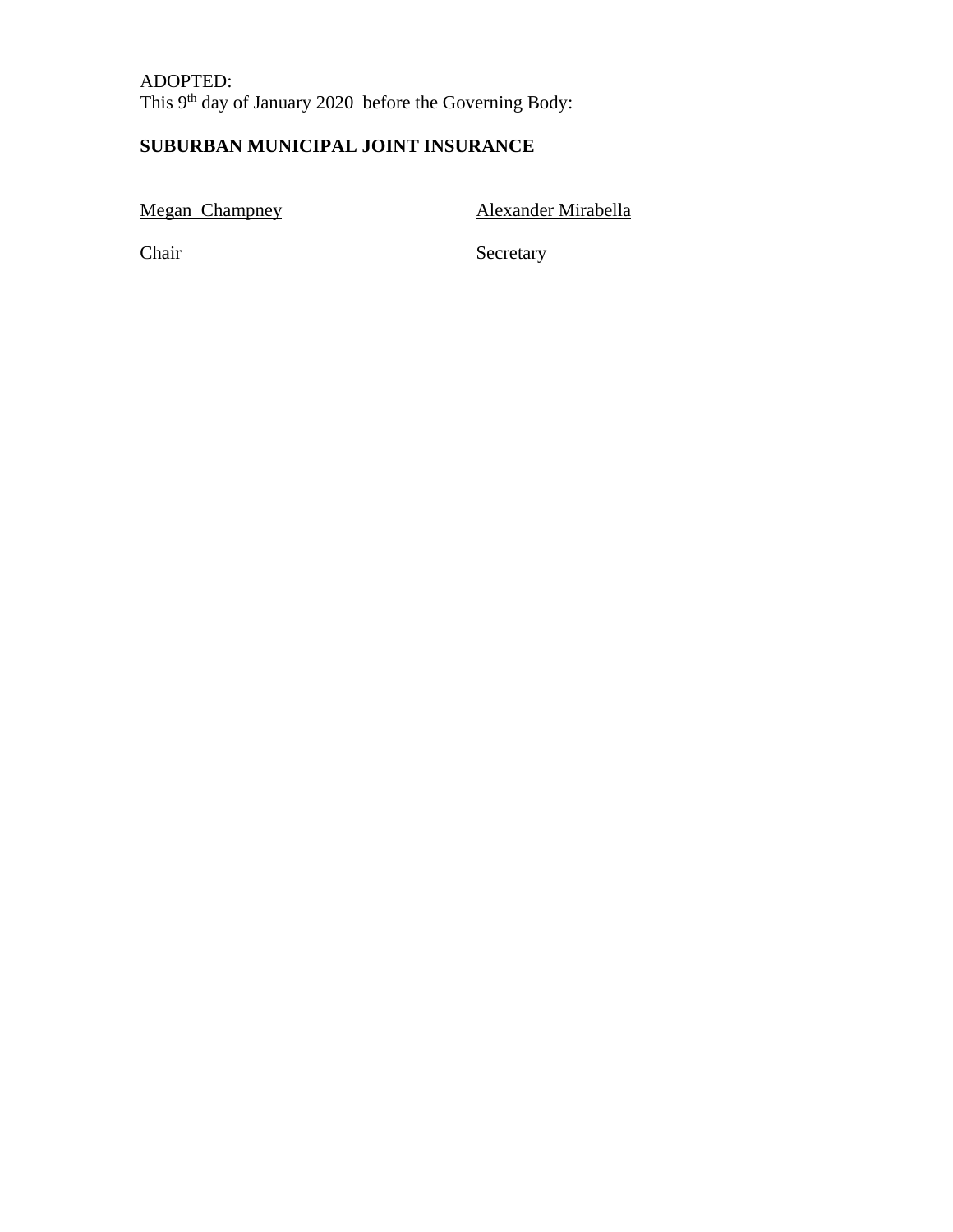ADOPTED:
This 9th day of January 2020 before the Governing Body:

**SUBURBAN MUNICIPAL JOINT INSURANCE**

| Megan Champney | Alexander Mirabella |
|---|---|
| Chair | Secretary |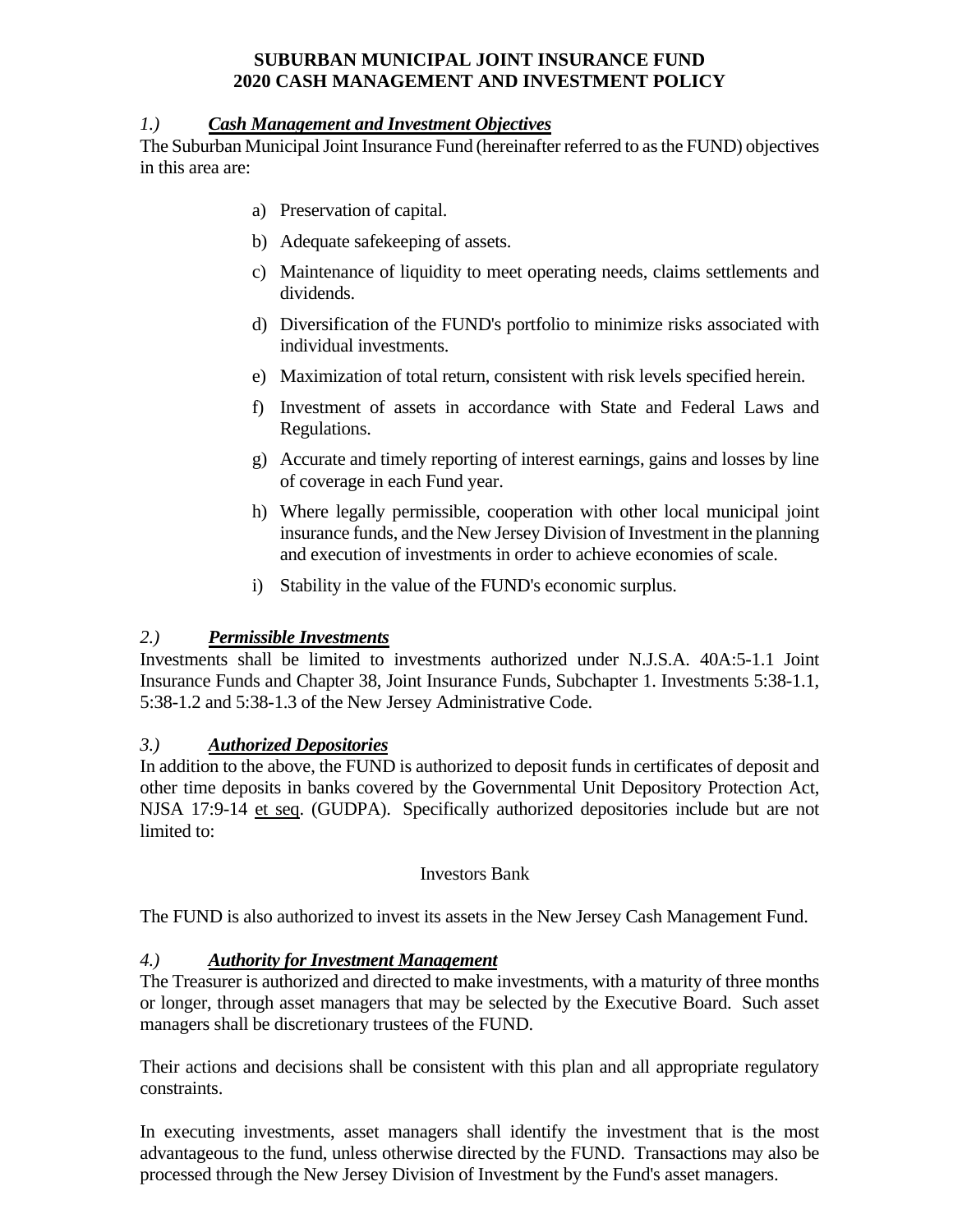# SUBURBAN MUNICIPAL JOINT INSURANCE FUND
# 2020 CASH MANAGEMENT AND INVESTMENT POLICY

## *1.) __Cash Management and Investment Objectives__*

The Suburban Municipal Joint Insurance Fund (hereinafter referred to as the FUND) objectives in this area are:

a) Preservation of capital.

b) Adequate safekeeping of assets.

c) Maintenance of liquidity to meet operating needs, claims settlements and dividends.

d) Diversification of the FUND's portfolio to minimize risks associated with individual investments.

e) Maximization of total return, consistent with risk levels specified herein.

f) Investment of assets in accordance with State and Federal Laws and Regulations.

g) Accurate and timely reporting of interest earnings, gains and losses by line of coverage in each Fund year.

h) Where legally permissible, cooperation with other local municipal joint insurance funds, and the New Jersey Division of Investment in the planning and execution of investments in order to achieve economies of scale.

i) Stability in the value of the FUND's economic surplus.

## *2.) __Permissible Investments__*

Investments shall be limited to investments authorized under N.J.S.A. 40A:5-1.1 Joint Insurance Funds and Chapter 38, Joint Insurance Funds, Subchapter 1. Investments 5:38-1.1, 5:38-1.2 and 5:38-1.3 of the New Jersey Administrative Code.

## *3.) __Authorized Depositories__*

In addition to the above, the FUND is authorized to deposit funds in certificates of deposit and other time deposits in banks covered by the Governmental Unit Depository Protection Act, NJSA 17:9-14 et seq. (GUDPA). Specifically authorized depositories include but are not limited to:

Investors Bank

The FUND is also authorized to invest its assets in the New Jersey Cash Management Fund.

## *4.) __Authority for Investment Management__*

The Treasurer is authorized and directed to make investments, with a maturity of three months or longer, through asset managers that may be selected by the Executive Board. Such asset managers shall be discretionary trustees of the FUND.

Their actions and decisions shall be consistent with this plan and all appropriate regulatory constraints.

In executing investments, asset managers shall identify the investment that is the most advantageous to the fund, unless otherwise directed by the FUND. Transactions may also be processed through the New Jersey Division of Investment by the Fund's asset managers.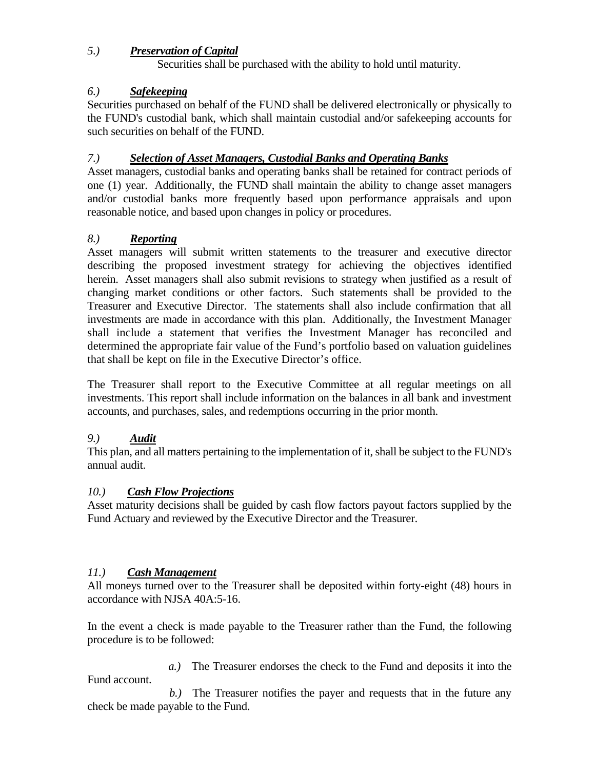*5.)* ***<u>Preservation of Capital</u>***

Securities shall be purchased with the ability to hold until maturity.

*6.)* ***<u>Safekeeping</u>***

Securities purchased on behalf of the FUND shall be delivered electronically or physically to the FUND's custodial bank, which shall maintain custodial and/or safekeeping accounts for such securities on behalf of the FUND.

*7.)* ***<u>Selection of Asset Managers, Custodial Banks and Operating Banks</u>***

Asset managers, custodial banks and operating banks shall be retained for contract periods of one (1) year. Additionally, the FUND shall maintain the ability to change asset managers and/or custodial banks more frequently based upon performance appraisals and upon reasonable notice, and based upon changes in policy or procedures.

*8.)* ***<u>Reporting</u>***

Asset managers will submit written statements to the treasurer and executive director describing the proposed investment strategy for achieving the objectives identified herein. Asset managers shall also submit revisions to strategy when justified as a result of changing market conditions or other factors. Such statements shall be provided to the Treasurer and Executive Director. The statements shall also include confirmation that all investments are made in accordance with this plan. Additionally, the Investment Manager shall include a statement that verifies the Investment Manager has reconciled and determined the appropriate fair value of the Fund's portfolio based on valuation guidelines that shall be kept on file in the Executive Director's office.

The Treasurer shall report to the Executive Committee at all regular meetings on all investments. This report shall include information on the balances in all bank and investment accounts, and purchases, sales, and redemptions occurring in the prior month.

*9.)* ***<u>Audit</u>***

This plan, and all matters pertaining to the implementation of it, shall be subject to the FUND's annual audit.

*10.)* ***<u>Cash Flow Projections</u>***

Asset maturity decisions shall be guided by cash flow factors payout factors supplied by the Fund Actuary and reviewed by the Executive Director and the Treasurer.

*11.)* ***<u>Cash Management</u>***

All moneys turned over to the Treasurer shall be deposited within forty-eight (48) hours in accordance with NJSA 40A:5-16.

In the event a check is made payable to the Treasurer rather than the Fund, the following procedure is to be followed:

*a.)* The Treasurer endorses the check to the Fund and deposits it into the Fund account.

*b.)* The Treasurer notifies the payer and requests that in the future any check be made payable to the Fund.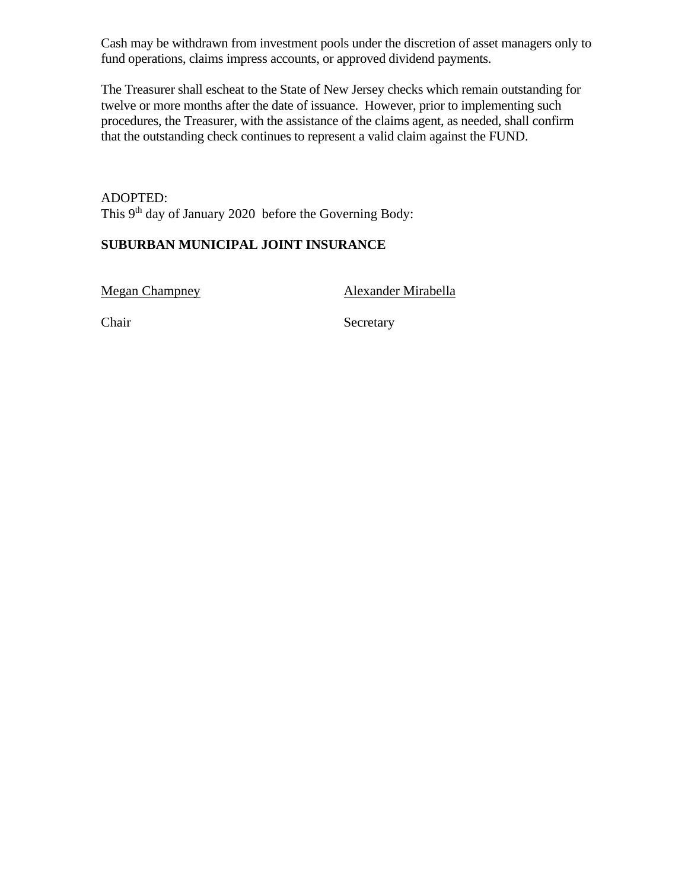Cash may be withdrawn from investment pools under the discretion of asset managers only to fund operations, claims impress accounts, or approved dividend payments.

The Treasurer shall escheat to the State of New Jersey checks which remain outstanding for twelve or more months after the date of issuance. However, prior to implementing such procedures, the Treasurer, with the assistance of the claims agent, as needed, shall confirm that the outstanding check continues to represent a valid claim against the FUND.

ADOPTED:
This 9th day of January 2020 before the Governing Body:

**SUBURBAN MUNICIPAL JOINT INSURANCE**

| Megan Champney | Alexander Mirabella |
| --- | --- |
| Chair | Secretary |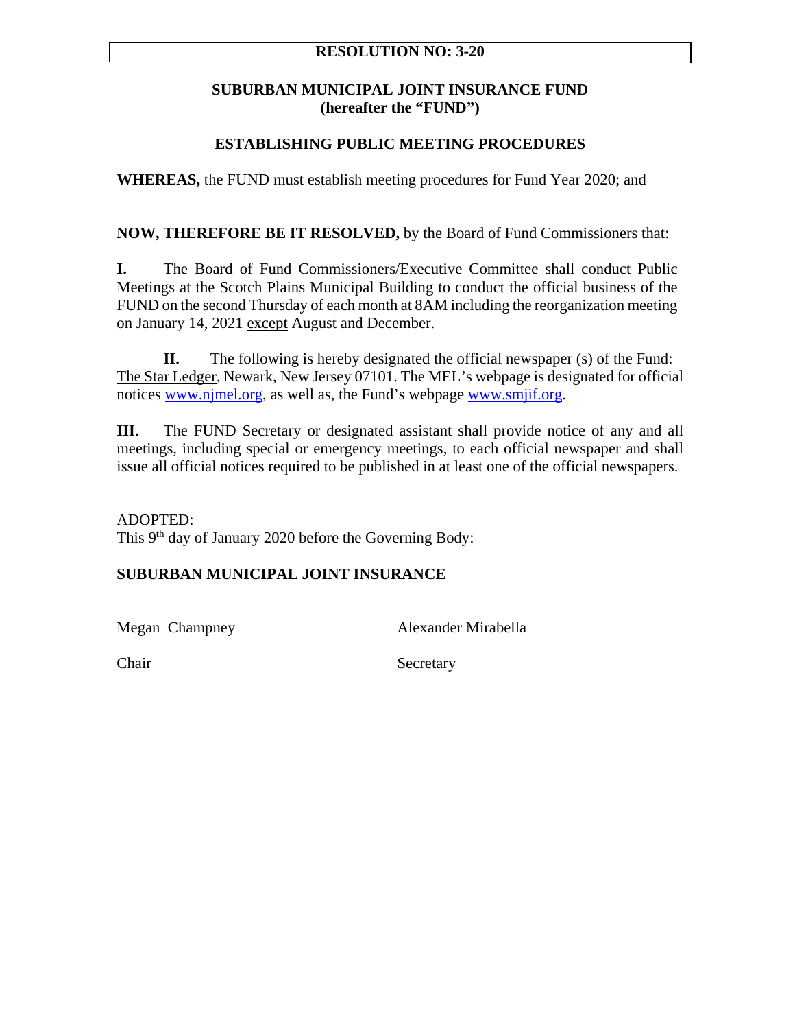**RESOLUTION NO: 3-20**

**SUBURBAN MUNICIPAL JOINT INSURANCE FUND**
**(hereafter the "FUND")**

**ESTABLISHING PUBLIC MEETING PROCEDURES**

**WHEREAS,** the FUND must establish meeting procedures for Fund Year 2020; and

**NOW, THEREFORE BE IT RESOLVED,** by the Board of Fund Commissioners that:

**I.** The Board of Fund Commissioners/Executive Committee shall conduct Public Meetings at the Scotch Plains Municipal Building to conduct the official business of the FUND on the second Thursday of each month at 8AM including the reorganization meeting on January 14, 2021 except August and December.

**II.** The following is hereby designated the official newspaper (s) of the Fund: The Star Ledger, Newark, New Jersey 07101. The MEL's webpage is designated for official notices www.njmel.org, as well as, the Fund's webpage www.smjif.org.

**III.** The FUND Secretary or designated assistant shall provide notice of any and all meetings, including special or emergency meetings, to each official newspaper and shall issue all official notices required to be published in at least one of the official newspapers.

ADOPTED:
This 9th day of January 2020 before the Governing Body:

**SUBURBAN MUNICIPAL JOINT INSURANCE**

| Megan Champney | Alexander Mirabella |
| --- | --- |
| Chair | Secretary |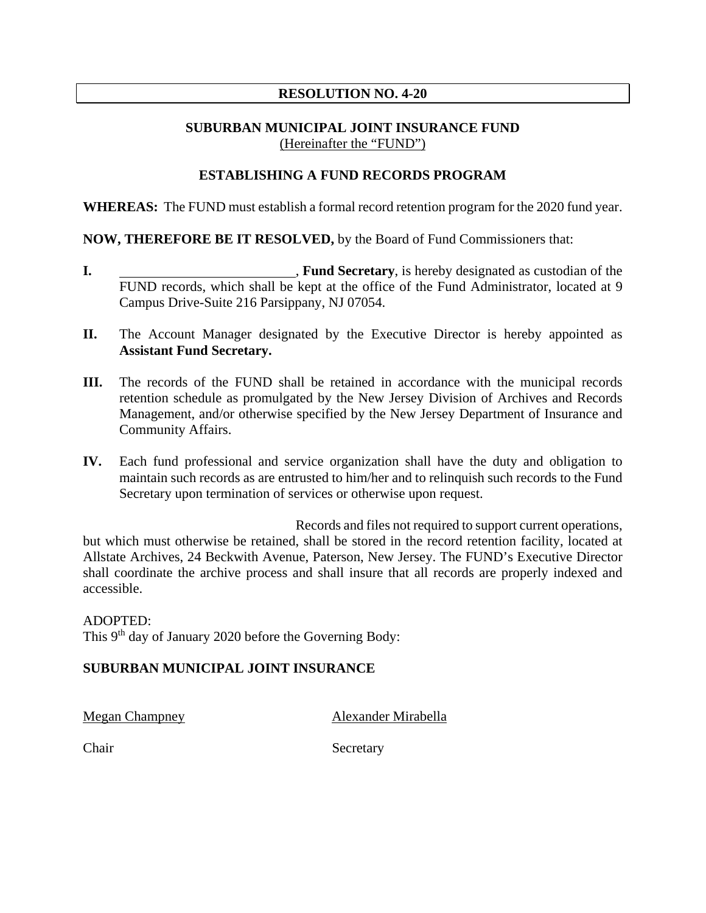**RESOLUTION NO. 4-20**

**SUBURBAN MUNICIPAL JOINT INSURANCE FUND**
(Hereinafter the "FUND")

**ESTABLISHING A FUND RECORDS PROGRAM**

**WHEREAS:** The FUND must establish a formal record retention program for the 2020 fund year.

**NOW, THEREFORE BE IT RESOLVED,** by the Board of Fund Commissioners that:

**I.** ___________________________, **Fund Secretary**, is hereby designated as custodian of the FUND records, which shall be kept at the office of the Fund Administrator, located at 9 Campus Drive-Suite 216 Parsippany, NJ 07054.

**II.** The Account Manager designated by the Executive Director is hereby appointed as **Assistant Fund Secretary.**

**III.** The records of the FUND shall be retained in accordance with the municipal records retention schedule as promulgated by the New Jersey Division of Archives and Records Management, and/or otherwise specified by the New Jersey Department of Insurance and Community Affairs.

**IV.** Each fund professional and service organization shall have the duty and obligation to maintain such records as are entrusted to him/her and to relinquish such records to the Fund Secretary upon termination of services or otherwise upon request.

Records and files not required to support current operations, but which must otherwise be retained, shall be stored in the record retention facility, located at Allstate Archives, 24 Beckwith Avenue, Paterson, New Jersey. The FUND's Executive Director shall coordinate the archive process and shall insure that all records are properly indexed and accessible.

ADOPTED:
This 9th day of January 2020 before the Governing Body:

**SUBURBAN MUNICIPAL JOINT INSURANCE**

| Megan Champney | Alexander Mirabella |
|---|---|
| Chair | Secretary |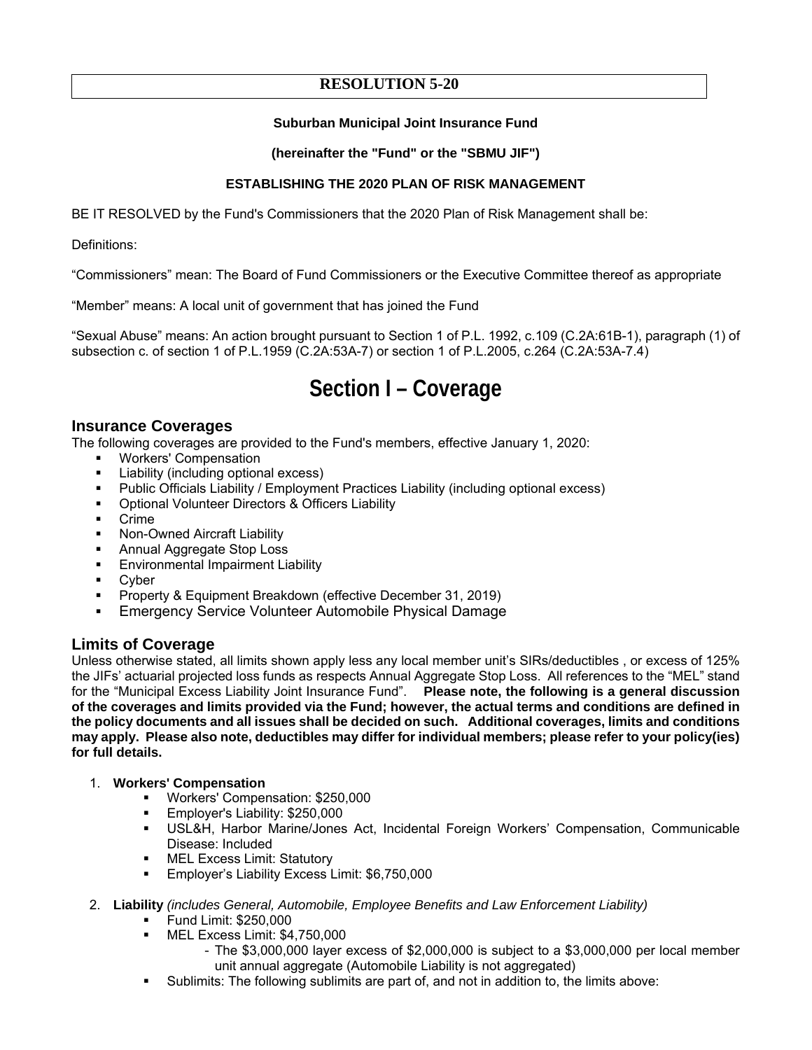# RESOLUTION 5-20

**Suburban Municipal Joint Insurance Fund**

**(hereinafter the "Fund" or the "SBMU JIF")**

**ESTABLISHING THE 2020 PLAN OF RISK MANAGEMENT**

BE IT RESOLVED by the Fund's Commissioners that the 2020 Plan of Risk Management shall be:

Definitions:

"Commissioners" mean: The Board of Fund Commissioners or the Executive Committee thereof as appropriate

"Member" means: A local unit of government that has joined the Fund

"Sexual Abuse" means: An action brought pursuant to Section 1 of P.L. 1992, c.109 (C.2A:61B-1), paragraph (1) of subsection c. of section 1 of P.L.1959 (C.2A:53A-7) or section 1 of P.L.2005, c.264 (C.2A:53A-7.4)

# Section I – Coverage

## Insurance Coverages

The following coverages are provided to the Fund's members, effective January 1, 2020:

- Workers' Compensation
- Liability (including optional excess)
- Public Officials Liability / Employment Practices Liability (including optional excess)
- Optional Volunteer Directors & Officers Liability
- Crime
- Non-Owned Aircraft Liability
- Annual Aggregate Stop Loss
- Environmental Impairment Liability
- Cyber
- Property & Equipment Breakdown (effective December 31, 2019)
- Emergency Service Volunteer Automobile Physical Damage

## Limits of Coverage

Unless otherwise stated, all limits shown apply less any local member unit's SIRs/deductibles , or excess of 125% the JIFs' actuarial projected loss funds as respects Annual Aggregate Stop Loss. All references to the "MEL" stand for the "Municipal Excess Liability Joint Insurance Fund". **Please note, the following is a general discussion of the coverages and limits provided via the Fund; however, the actual terms and conditions are defined in the policy documents and all issues shall be decided on such. Additional coverages, limits and conditions may apply. Please also note, deductibles may differ for individual members; please refer to your policy(ies) for full details.**

1. **Workers' Compensation**
   - Workers' Compensation: $250,000
   - Employer's Liability: $250,000
   - USL&H, Harbor Marine/Jones Act, Incidental Foreign Workers' Compensation, Communicable Disease: Included
   - MEL Excess Limit: Statutory
   - Employer's Liability Excess Limit: $6,750,000

2. **Liability** *(includes General, Automobile, Employee Benefits and Law Enforcement Liability)*
   - Fund Limit: $250,000
   - MEL Excess Limit: $4,750,000
     - The $3,000,000 layer excess of $2,000,000 is subject to a $3,000,000 per local member unit annual aggregate (Automobile Liability is not aggregated)
   - Sublimits: The following sublimits are part of, and not in addition to, the limits above: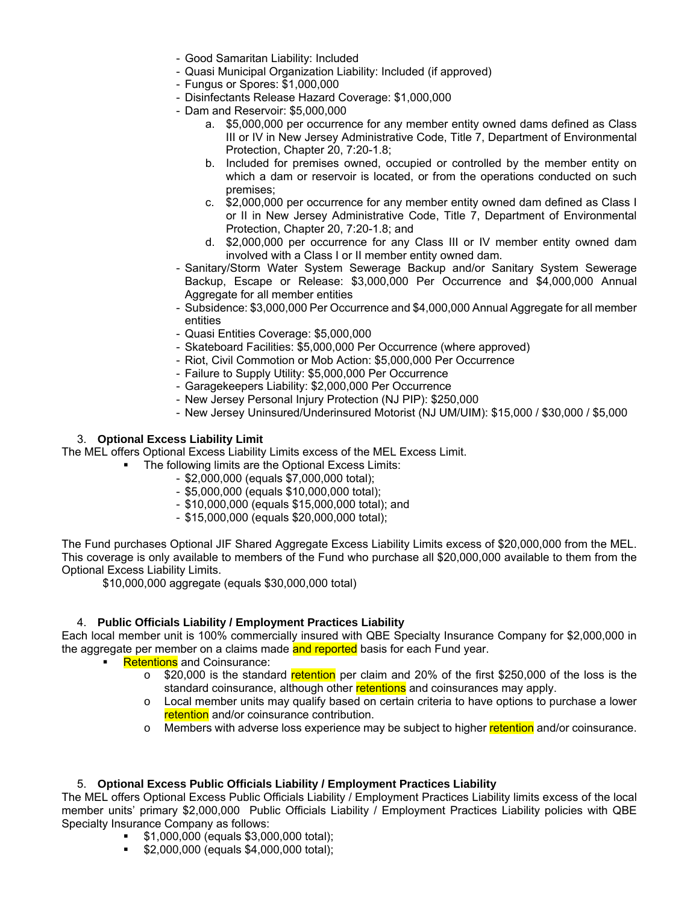- Good Samaritan Liability: Included
- Quasi Municipal Organization Liability: Included (if approved)
- Fungus or Spores: $1,000,000
- Disinfectants Release Hazard Coverage: $1,000,000
- Dam and Reservoir: $5,000,000
    a. $5,000,000 per occurrence for any member entity owned dams defined as Class III or IV in New Jersey Administrative Code, Title 7, Department of Environmental Protection, Chapter 20, 7:20-1.8;
    b. Included for premises owned, occupied or controlled by the member entity on which a dam or reservoir is located, or from the operations conducted on such premises;
    c. $2,000,000 per occurrence for any member entity owned dam defined as Class I or II in New Jersey Administrative Code, Title 7, Department of Environmental Protection, Chapter 20, 7:20-1.8; and
    d. $2,000,000 per occurrence for any Class III or IV member entity owned dam involved with a Class I or II member entity owned dam.
- Sanitary/Storm Water System Sewerage Backup and/or Sanitary System Sewerage Backup, Escape or Release: $3,000,000 Per Occurrence and $4,000,000 Annual Aggregate for all member entities
- Subsidence: $3,000,000 Per Occurrence and $4,000,000 Annual Aggregate for all member entities
- Quasi Entities Coverage: $5,000,000
- Skateboard Facilities: $5,000,000 Per Occurrence (where approved)
- Riot, Civil Commotion or Mob Action: $5,000,000 Per Occurrence
- Failure to Supply Utility: $5,000,000 Per Occurrence
- Garagekeepers Liability: $2,000,000 Per Occurrence
- New Jersey Personal Injury Protection (NJ PIP): $250,000
- New Jersey Uninsured/Underinsured Motorist (NJ UM/UIM): $15,000 / $30,000 / $5,000

3. **Optional Excess Liability Limit**

The MEL offers Optional Excess Liability Limits excess of the MEL Excess Limit.

- The following limits are the Optional Excess Limits:
    - $2,000,000 (equals $7,000,000 total);
    - $5,000,000 (equals $10,000,000 total);
    - $10,000,000 (equals $15,000,000 total); and
    - $15,000,000 (equals $20,000,000 total);

The Fund purchases Optional JIF Shared Aggregate Excess Liability Limits excess of $20,000,000 from the MEL. This coverage is only available to members of the Fund who purchase all $20,000,000 available to them from the Optional Excess Liability Limits.

$10,000,000 aggregate (equals $30,000,000 total)

4. **Public Officials Liability / Employment Practices Liability**

Each local member unit is 100% commercially insured with QBE Specialty Insurance Company for $2,000,000 in the aggregate per member on a claims made and reported basis for each Fund year.

- Retentions and Coinsurance:
    - $20,000 is the standard retention per claim and 20% of the first $250,000 of the loss is the standard coinsurance, although other retentions and coinsurances may apply.
    - Local member units may qualify based on certain criteria to have options to purchase a lower retention and/or coinsurance contribution.
    - Members with adverse loss experience may be subject to higher retention and/or coinsurance.

5. **Optional Excess Public Officials Liability / Employment Practices Liability**

The MEL offers Optional Excess Public Officials Liability / Employment Practices Liability limits excess of the local member units' primary $2,000,000 Public Officials Liability / Employment Practices Liability policies with QBE Specialty Insurance Company as follows:

- $1,000,000 (equals $3,000,000 total);
- $2,000,000 (equals $4,000,000 total);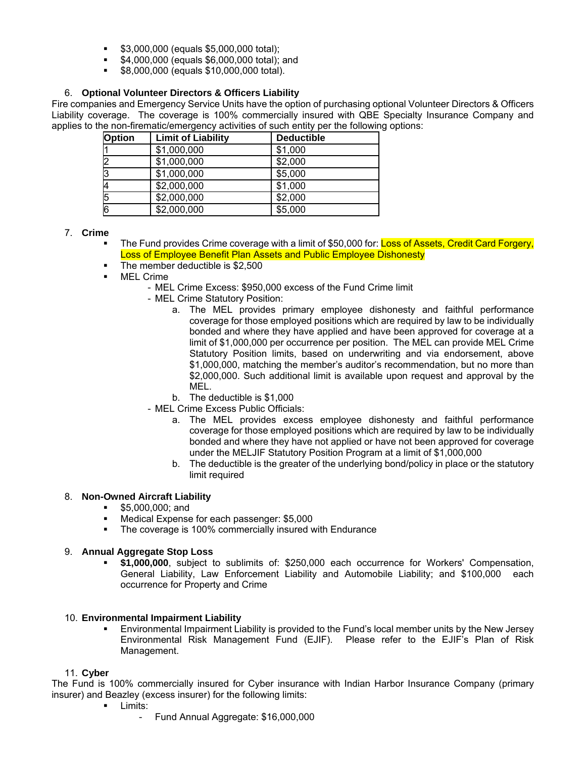- $3,000,000 (equals $5,000,000 total);
- $4,000,000 (equals $6,000,000 total); and
- $8,000,000 (equals $10,000,000 total).

6. **Optional Volunteer Directors & Officers Liability**

Fire companies and Emergency Service Units have the option of purchasing optional Volunteer Directors & Officers Liability coverage. The coverage is 100% commercially insured with QBE Specialty Insurance Company and applies to the non-firematic/emergency activities of such entity per the following options:

| Option | Limit of Liability | Deductible |
|---|---|---|
| 1 | $1,000,000 | $1,000 |
| 2 | $1,000,000 | $2,000 |
| 3 | $1,000,000 | $5,000 |
| 4 | $2,000,000 | $1,000 |
| 5 | $2,000,000 | $2,000 |
| 6 | $2,000,000 | $5,000 |

7. **Crime**
   - The Fund provides Crime coverage with a limit of $50,000 for: Loss of Assets, Credit Card Forgery, Loss of Employee Benefit Plan Assets and Public Employee Dishonesty
   - The member deductible is $2,500
   - MEL Crime
     - MEL Crime Excess: $950,000 excess of the Fund Crime limit
     - MEL Crime Statutory Position:
       a. The MEL provides primary employee dishonesty and faithful performance coverage for those employed positions which are required by law to be individually bonded and where they have applied and have been approved for coverage at a limit of $1,000,000 per occurrence per position. The MEL can provide MEL Crime Statutory Position limits, based on underwriting and via endorsement, above $1,000,000, matching the member's auditor's recommendation, but no more than $2,000,000. Such additional limit is available upon request and approval by the MEL.
       b. The deductible is $1,000
     - MEL Crime Excess Public Officials:
       a. The MEL provides excess employee dishonesty and faithful performance coverage for those employed positions which are required by law to be individually bonded and where they have not applied or have not been approved for coverage under the MELJIF Statutory Position Program at a limit of $1,000,000
       b. The deductible is the greater of the underlying bond/policy in place or the statutory limit required

8. **Non-Owned Aircraft Liability**
   - $5,000,000; and
   - Medical Expense for each passenger: $5,000
   - The coverage is 100% commercially insured with Endurance

9. **Annual Aggregate Stop Loss**
   - **$1,000,000**, subject to sublimits of: $250,000 each occurrence for Workers' Compensation, General Liability, Law Enforcement Liability and Automobile Liability; and $100,000 each occurrence for Property and Crime

10. **Environmental Impairment Liability**
    - Environmental Impairment Liability is provided to the Fund's local member units by the New Jersey Environmental Risk Management Fund (EJIF). Please refer to the EJIF's Plan of Risk Management.

11. **Cyber**

The Fund is 100% commercially insured for Cyber insurance with Indian Harbor Insurance Company (primary insurer) and Beazley (excess insurer) for the following limits:

- Limits:
  - Fund Annual Aggregate: $16,000,000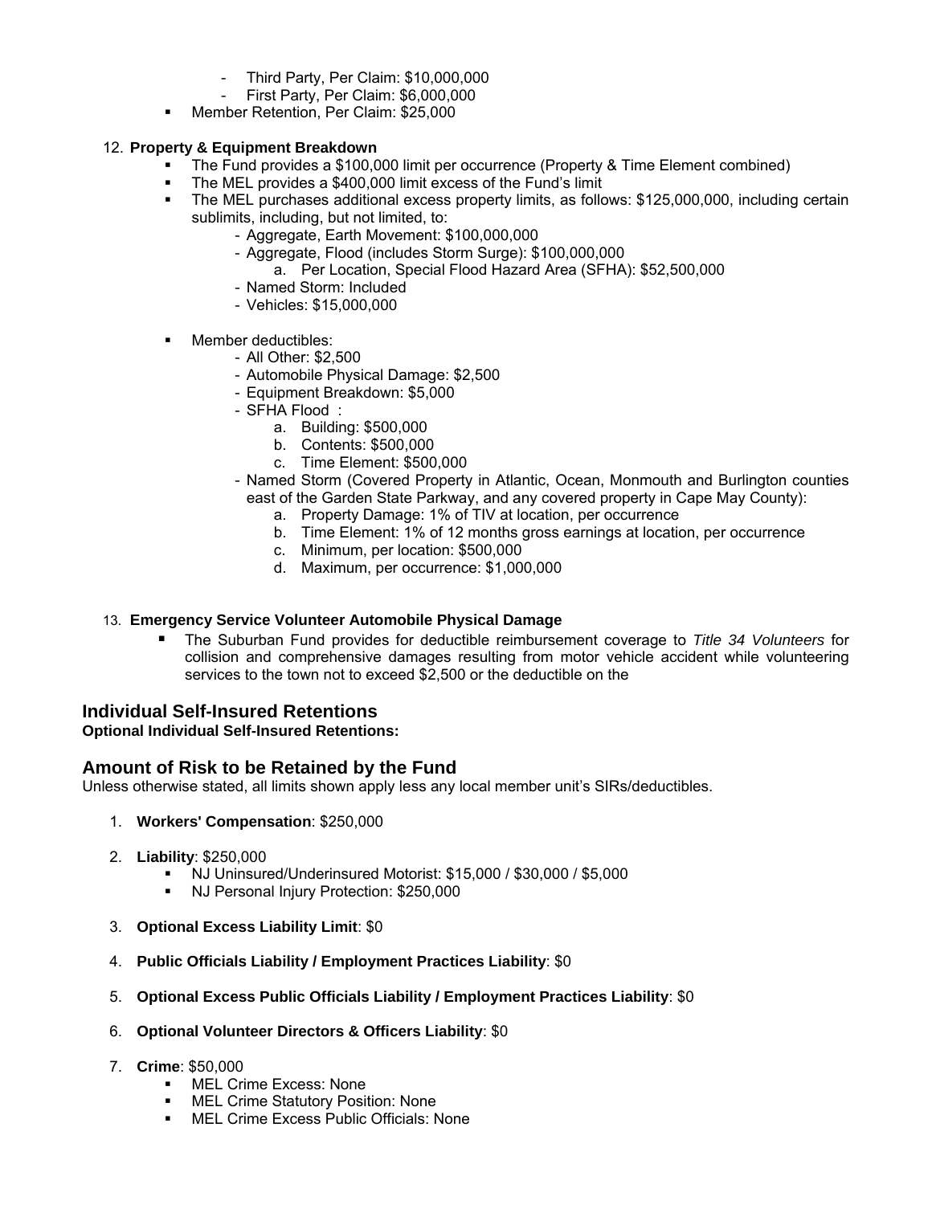- Third Party, Per Claim: $10,000,000
  - First Party, Per Claim: $6,000,000
- Member Retention, Per Claim: $25,000

12. **Property & Equipment Breakdown**
    - The Fund provides a $100,000 limit per occurrence (Property & Time Element combined)
    - The MEL provides a $400,000 limit excess of the Fund's limit
    - The MEL purchases additional excess property limits, as follows: $125,000,000, including certain sublimits, including, but not limited to:
      - Aggregate, Earth Movement: $100,000,000
      - Aggregate, Flood (includes Storm Surge): $100,000,000
        a. Per Location, Special Flood Hazard Area (SFHA): $52,500,000
      - Named Storm: Included
      - Vehicles: $15,000,000
    - Member deductibles:
      - All Other: $2,500
      - Automobile Physical Damage: $2,500
      - Equipment Breakdown: $5,000
      - SFHA Flood :
        a. Building: $500,000
        b. Contents: $500,000
        c. Time Element: $500,000
      - Named Storm (Covered Property in Atlantic, Ocean, Monmouth and Burlington counties east of the Garden State Parkway, and any covered property in Cape May County):
        a. Property Damage: 1% of TIV at location, per occurrence
        b. Time Element: 1% of 12 months gross earnings at location, per occurrence
        c. Minimum, per location: $500,000
        d. Maximum, per occurrence: $1,000,000

13. **Emergency Service Volunteer Automobile Physical Damage**
    - The Suburban Fund provides for deductible reimbursement coverage to *Title 34 Volunteers* for collision and comprehensive damages resulting from motor vehicle accident while volunteering services to the town not to exceed $2,500 or the deductible on the

## Individual Self-Insured Retentions

**Optional Individual Self-Insured Retentions:**

## Amount of Risk to be Retained by the Fund

Unless otherwise stated, all limits shown apply less any local member unit's SIRs/deductibles.

1. **Workers' Compensation**: $250,000
2. **Liability**: $250,000
   - NJ Uninsured/Underinsured Motorist: $15,000 / $30,000 / $5,000
   - NJ Personal Injury Protection: $250,000
3. **Optional Excess Liability Limit**: $0
4. **Public Officials Liability / Employment Practices Liability**: $0
5. **Optional Excess Public Officials Liability / Employment Practices Liability**: $0
6. **Optional Volunteer Directors & Officers Liability**: $0
7. **Crime**: $50,000
   - MEL Crime Excess: None
   - MEL Crime Statutory Position: None
   - MEL Crime Excess Public Officials: None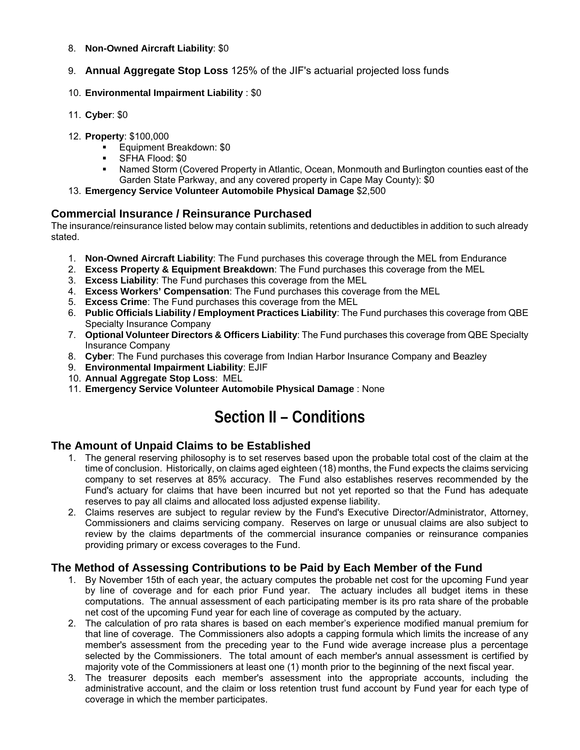8. **Non-Owned Aircraft Liability**: $0
9. **Annual Aggregate Stop Loss** 125% of the JIF's actuarial projected loss funds
10. **Environmental Impairment Liability** : $0
11. **Cyber**: $0
12. **Property**: $100,000
    - Equipment Breakdown: $0
    - SFHA Flood: $0
    - Named Storm (Covered Property in Atlantic, Ocean, Monmouth and Burlington counties east of the Garden State Parkway, and any covered property in Cape May County): $0
13. **Emergency Service Volunteer Automobile Physical Damage** $2,500

### Commercial Insurance / Reinsurance Purchased

The insurance/reinsurance listed below may contain sublimits, retentions and deductibles in addition to such already stated.

1. **Non-Owned Aircraft Liability**: The Fund purchases this coverage through the MEL from Endurance
2. **Excess Property & Equipment Breakdown**: The Fund purchases this coverage from the MEL
3. **Excess Liability**: The Fund purchases this coverage from the MEL
4. **Excess Workers' Compensation**: The Fund purchases this coverage from the MEL
5. **Excess Crime**: The Fund purchases this coverage from the MEL
6. **Public Officials Liability / Employment Practices Liability**: The Fund purchases this coverage from QBE Specialty Insurance Company
7. **Optional Volunteer Directors & Officers Liability**: The Fund purchases this coverage from QBE Specialty Insurance Company
8. **Cyber**: The Fund purchases this coverage from Indian Harbor Insurance Company and Beazley
9. **Environmental Impairment Liability**: EJIF
10. **Annual Aggregate Stop Loss**: MEL
11. **Emergency Service Volunteer Automobile Physical Damage** : None

## Section II – Conditions

### The Amount of Unpaid Claims to be Established

1. The general reserving philosophy is to set reserves based upon the probable total cost of the claim at the time of conclusion. Historically, on claims aged eighteen (18) months, the Fund expects the claims servicing company to set reserves at 85% accuracy. The Fund also establishes reserves recommended by the Fund's actuary for claims that have been incurred but not yet reported so that the Fund has adequate reserves to pay all claims and allocated loss adjusted expense liability.
2. Claims reserves are subject to regular review by the Fund's Executive Director/Administrator, Attorney, Commissioners and claims servicing company. Reserves on large or unusual claims are also subject to review by the claims departments of the commercial insurance companies or reinsurance companies providing primary or excess coverages to the Fund.

### The Method of Assessing Contributions to be Paid by Each Member of the Fund

1. By November 15th of each year, the actuary computes the probable net cost for the upcoming Fund year by line of coverage and for each prior Fund year. The actuary includes all budget items in these computations. The annual assessment of each participating member is its pro rata share of the probable net cost of the upcoming Fund year for each line of coverage as computed by the actuary.
2. The calculation of pro rata shares is based on each member's experience modified manual premium for that line of coverage. The Commissioners also adopts a capping formula which limits the increase of any member's assessment from the preceding year to the Fund wide average increase plus a percentage selected by the Commissioners. The total amount of each member's annual assessment is certified by majority vote of the Commissioners at least one (1) month prior to the beginning of the next fiscal year.
3. The treasurer deposits each member's assessment into the appropriate accounts, including the administrative account, and the claim or loss retention trust fund account by Fund year for each type of coverage in which the member participates.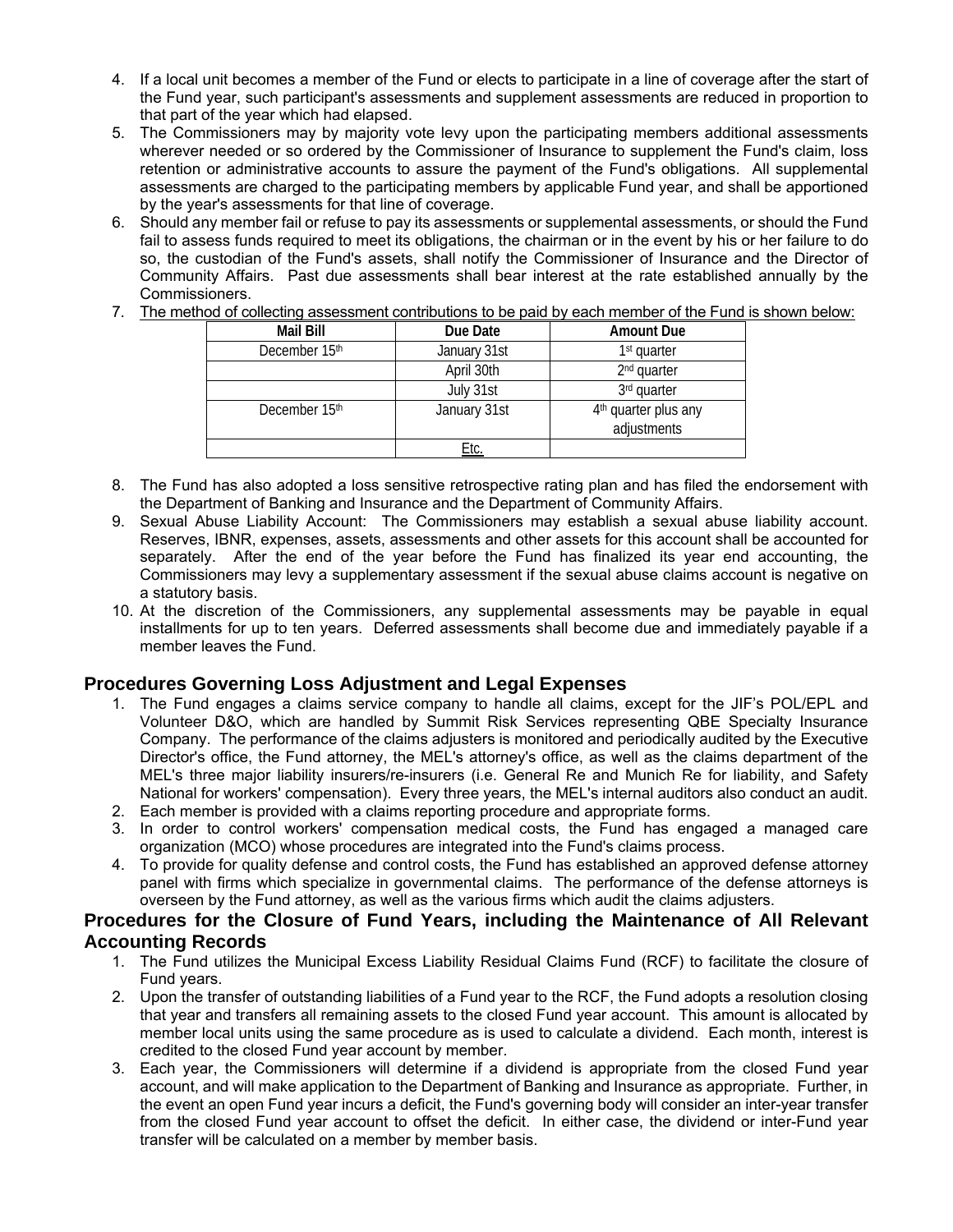4. If a local unit becomes a member of the Fund or elects to participate in a line of coverage after the start of the Fund year, such participant's assessments and supplement assessments are reduced in proportion to that part of the year which had elapsed.
5. The Commissioners may by majority vote levy upon the participating members additional assessments wherever needed or so ordered by the Commissioner of Insurance to supplement the Fund's claim, loss retention or administrative accounts to assure the payment of the Fund's obligations. All supplemental assessments are charged to the participating members by applicable Fund year, and shall be apportioned by the year's assessments for that line of coverage.
6. Should any member fail or refuse to pay its assessments or supplemental assessments, or should the Fund fail to assess funds required to meet its obligations, the chairman or in the event by his or her failure to do so, the custodian of the Fund's assets, shall notify the Commissioner of Insurance and the Director of Community Affairs. Past due assessments shall bear interest at the rate established annually by the Commissioners.
7. The method of collecting assessment contributions to be paid by each member of the Fund is shown below:

| Mail Bill | Due Date | Amount Due |
|---|---|---|
| December 15th | January 31st | 1st quarter |
| | April 30th | 2nd quarter |
| | July 31st | 3rd quarter |
| December 15th | January 31st | 4th quarter plus any adjustments |
| | Etc. | |

8. The Fund has also adopted a loss sensitive retrospective rating plan and has filed the endorsement with the Department of Banking and Insurance and the Department of Community Affairs.
9. Sexual Abuse Liability Account: The Commissioners may establish a sexual abuse liability account. Reserves, IBNR, expenses, assets, assessments and other assets for this account shall be accounted for separately. After the end of the year before the Fund has finalized its year end accounting, the Commissioners may levy a supplementary assessment if the sexual abuse claims account is negative on a statutory basis.
10. At the discretion of the Commissioners, any supplemental assessments may be payable in equal installments for up to ten years. Deferred assessments shall become due and immediately payable if a member leaves the Fund.

## Procedures Governing Loss Adjustment and Legal Expenses

1. The Fund engages a claims service company to handle all claims, except for the JIF's POL/EPL and Volunteer D&O, which are handled by Summit Risk Services representing QBE Specialty Insurance Company. The performance of the claims adjusters is monitored and periodically audited by the Executive Director's office, the Fund attorney, the MEL's attorney's office, as well as the claims department of the MEL's three major liability insurers/re-insurers (i.e. General Re and Munich Re for liability, and Safety National for workers' compensation). Every three years, the MEL's internal auditors also conduct an audit.
2. Each member is provided with a claims reporting procedure and appropriate forms.
3. In order to control workers' compensation medical costs, the Fund has engaged a managed care organization (MCO) whose procedures are integrated into the Fund's claims process.
4. To provide for quality defense and control costs, the Fund has established an approved defense attorney panel with firms which specialize in governmental claims. The performance of the defense attorneys is overseen by the Fund attorney, as well as the various firms which audit the claims adjusters.

## Procedures for the Closure of Fund Years, including the Maintenance of All Relevant Accounting Records

1. The Fund utilizes the Municipal Excess Liability Residual Claims Fund (RCF) to facilitate the closure of Fund years.
2. Upon the transfer of outstanding liabilities of a Fund year to the RCF, the Fund adopts a resolution closing that year and transfers all remaining assets to the closed Fund year account. This amount is allocated by member local units using the same procedure as is used to calculate a dividend. Each month, interest is credited to the closed Fund year account by member.
3. Each year, the Commissioners will determine if a dividend is appropriate from the closed Fund year account, and will make application to the Department of Banking and Insurance as appropriate. Further, in the event an open Fund year incurs a deficit, the Fund's governing body will consider an inter-year transfer from the closed Fund year account to offset the deficit. In either case, the dividend or inter-Fund year transfer will be calculated on a member by member basis.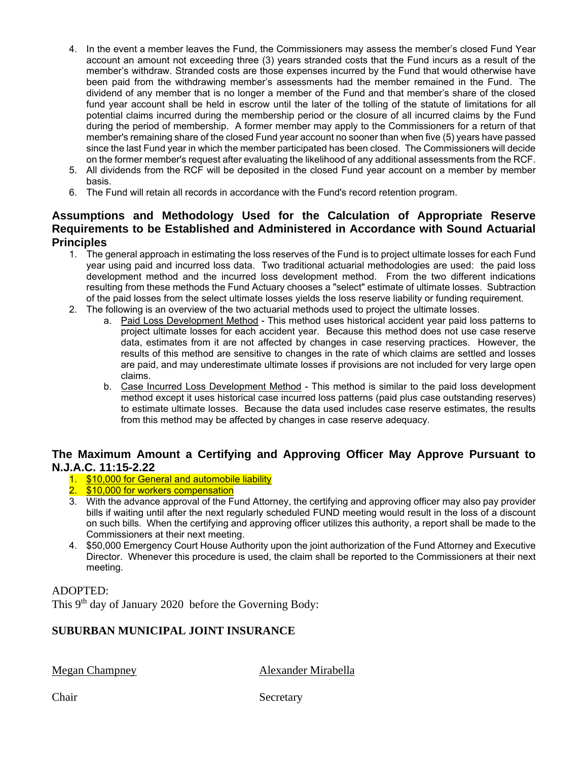4. In the event a member leaves the Fund, the Commissioners may assess the member's closed Fund Year account an amount not exceeding three (3) years stranded costs that the Fund incurs as a result of the member's withdraw. Stranded costs are those expenses incurred by the Fund that would otherwise have been paid from the withdrawing member's assessments had the member remained in the Fund. The dividend of any member that is no longer a member of the Fund and that member's share of the closed fund year account shall be held in escrow until the later of the tolling of the statute of limitations for all potential claims incurred during the membership period or the closure of all incurred claims by the Fund during the period of membership. A former member may apply to the Commissioners for a return of that member's remaining share of the closed Fund year account no sooner than when five (5) years have passed since the last Fund year in which the member participated has been closed. The Commissioners will decide on the former member's request after evaluating the likelihood of any additional assessments from the RCF.
5. All dividends from the RCF will be deposited in the closed Fund year account on a member by member basis.
6. The Fund will retain all records in accordance with the Fund's record retention program.

## Assumptions and Methodology Used for the Calculation of Appropriate Reserve Requirements to be Established and Administered in Accordance with Sound Actuarial Principles

1. The general approach in estimating the loss reserves of the Fund is to project ultimate losses for each Fund year using paid and incurred loss data. Two traditional actuarial methodologies are used: the paid loss development method and the incurred loss development method. From the two different indications resulting from these methods the Fund Actuary chooses a "select" estimate of ultimate losses. Subtraction of the paid losses from the select ultimate losses yields the loss reserve liability or funding requirement.
2. The following is an overview of the two actuarial methods used to project the ultimate losses.
   a. Paid Loss Development Method - This method uses historical accident year paid loss patterns to project ultimate losses for each accident year. Because this method does not use case reserve data, estimates from it are not affected by changes in case reserving practices. However, the results of this method are sensitive to changes in the rate of which claims are settled and losses are paid, and may underestimate ultimate losses if provisions are not included for very large open claims.
   b. Case Incurred Loss Development Method - This method is similar to the paid loss development method except it uses historical case incurred loss patterns (paid plus case outstanding reserves) to estimate ultimate losses. Because the data used includes case reserve estimates, the results from this method may be affected by changes in case reserve adequacy.

## The Maximum Amount a Certifying and Approving Officer May Approve Pursuant to N.J.A.C. 11:15-2.22

1. $10,000 for General and automobile liability
2. $10,000 for workers compensation
3. With the advance approval of the Fund Attorney, the certifying and approving officer may also pay provider bills if waiting until after the next regularly scheduled FUND meeting would result in the loss of a discount on such bills. When the certifying and approving officer utilizes this authority, a report shall be made to the Commissioners at their next meeting.
4. $50,000 Emergency Court House Authority upon the joint authorization of the Fund Attorney and Executive Director. Whenever this procedure is used, the claim shall be reported to the Commissioners at their next meeting.

ADOPTED:
This 9th day of January 2020 before the Governing Body:

**SUBURBAN MUNICIPAL JOINT INSURANCE**

| Megan Champney | Alexander Mirabella |
|---|---|
| Chair | Secretary |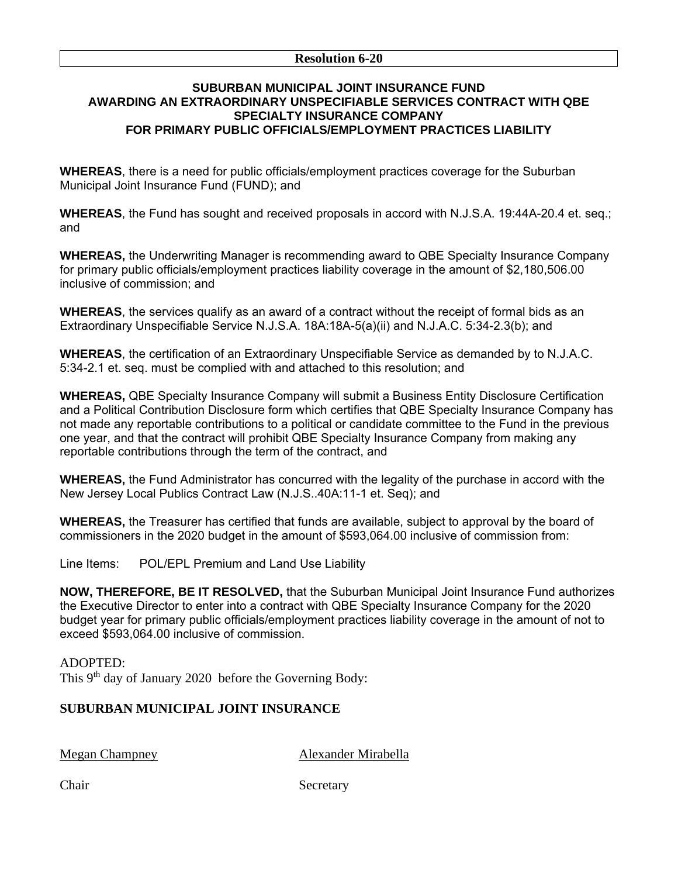**Resolution 6-20**

## SUBURBAN MUNICIPAL JOINT INSURANCE FUND AWARDING AN EXTRAORDINARY UNSPECIFIABLE SERVICES CONTRACT WITH QBE SPECIALTY INSURANCE COMPANY FOR PRIMARY PUBLIC OFFICIALS/EMPLOYMENT PRACTICES LIABILITY

**WHEREAS**, there is a need for public officials/employment practices coverage for the Suburban Municipal Joint Insurance Fund (FUND); and

**WHEREAS**, the Fund has sought and received proposals in accord with N.J.S.A. 19:44A-20.4 et. seq.; and

**WHEREAS,** the Underwriting Manager is recommending award to QBE Specialty Insurance Company for primary public officials/employment practices liability coverage in the amount of $2,180,506.00 inclusive of commission; and

**WHEREAS**, the services qualify as an award of a contract without the receipt of formal bids as an Extraordinary Unspecifiable Service N.J.S.A. 18A:18A-5(a)(ii) and N.J.A.C. 5:34-2.3(b); and

**WHEREAS**, the certification of an Extraordinary Unspecifiable Service as demanded by to N.J.A.C. 5:34-2.1 et. seq. must be complied with and attached to this resolution; and

**WHEREAS,** QBE Specialty Insurance Company will submit a Business Entity Disclosure Certification and a Political Contribution Disclosure form which certifies that QBE Specialty Insurance Company has not made any reportable contributions to a political or candidate committee to the Fund in the previous one year, and that the contract will prohibit QBE Specialty Insurance Company from making any reportable contributions through the term of the contract, and

**WHEREAS,** the Fund Administrator has concurred with the legality of the purchase in accord with the New Jersey Local Publics Contract Law (N.J.S..40A:11-1 et. Seq); and

**WHEREAS,** the Treasurer has certified that funds are available, subject to approval by the board of commissioners in the 2020 budget in the amount of $593,064.00 inclusive of commission from:

Line Items: POL/EPL Premium and Land Use Liability

**NOW, THEREFORE, BE IT RESOLVED,** that the Suburban Municipal Joint Insurance Fund authorizes the Executive Director to enter into a contract with QBE Specialty Insurance Company for the 2020 budget year for primary public officials/employment practices liability coverage in the amount of not to exceed $593,064.00 inclusive of commission.

ADOPTED:
This 9th day of January 2020 before the Governing Body:

**SUBURBAN MUNICIPAL JOINT INSURANCE**

| Megan Champney | Alexander Mirabella |
|---|---|
| Chair | Secretary |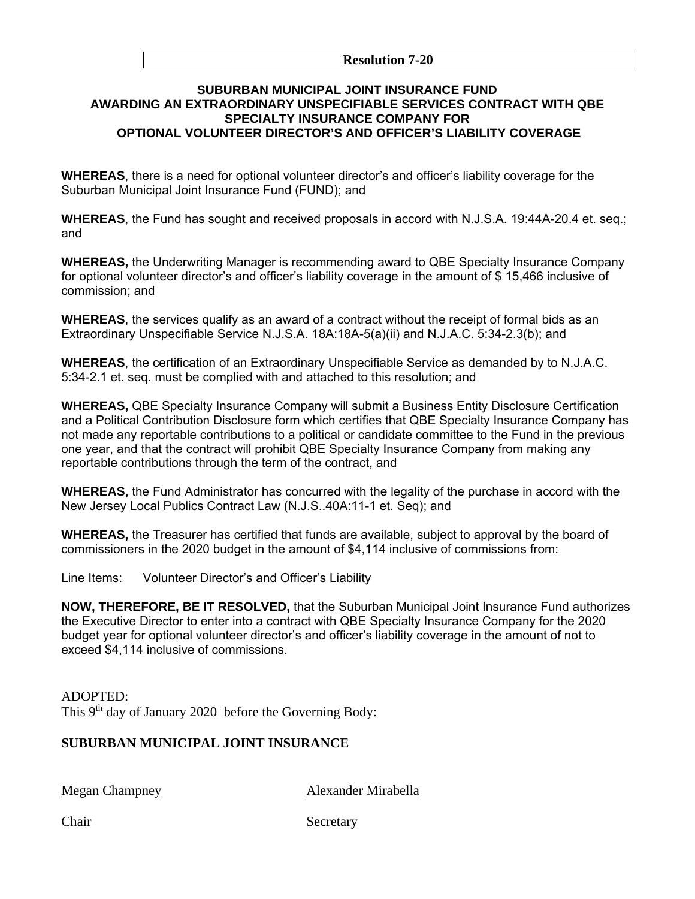**Resolution 7-20**

## SUBURBAN MUNICIPAL JOINT INSURANCE FUND AWARDING AN EXTRAORDINARY UNSPECIFIABLE SERVICES CONTRACT WITH QBE SPECIALTY INSURANCE COMPANY FOR OPTIONAL VOLUNTEER DIRECTOR'S AND OFFICER'S LIABILITY COVERAGE

**WHEREAS**, there is a need for optional volunteer director's and officer's liability coverage for the Suburban Municipal Joint Insurance Fund (FUND); and

**WHEREAS**, the Fund has sought and received proposals in accord with N.J.S.A. 19:44A-20.4 et. seq.; and

**WHEREAS,** the Underwriting Manager is recommending award to QBE Specialty Insurance Company for optional volunteer director's and officer's liability coverage in the amount of $ 15,466 inclusive of commission; and

**WHEREAS**, the services qualify as an award of a contract without the receipt of formal bids as an Extraordinary Unspecifiable Service N.J.S.A. 18A:18A-5(a)(ii) and N.J.A.C. 5:34-2.3(b); and

**WHEREAS**, the certification of an Extraordinary Unspecifiable Service as demanded by to N.J.A.C. 5:34-2.1 et. seq. must be complied with and attached to this resolution; and

**WHEREAS,** QBE Specialty Insurance Company will submit a Business Entity Disclosure Certification and a Political Contribution Disclosure form which certifies that QBE Specialty Insurance Company has not made any reportable contributions to a political or candidate committee to the Fund in the previous one year, and that the contract will prohibit QBE Specialty Insurance Company from making any reportable contributions through the term of the contract, and

**WHEREAS,** the Fund Administrator has concurred with the legality of the purchase in accord with the New Jersey Local Publics Contract Law (N.J.S..40A:11-1 et. Seq); and

**WHEREAS,** the Treasurer has certified that funds are available, subject to approval by the board of commissioners in the 2020 budget in the amount of $4,114 inclusive of commissions from:

Line Items: Volunteer Director's and Officer's Liability

**NOW, THEREFORE, BE IT RESOLVED,** that the Suburban Municipal Joint Insurance Fund authorizes the Executive Director to enter into a contract with QBE Specialty Insurance Company for the 2020 budget year for optional volunteer director's and officer's liability coverage in the amount of not to exceed $4,114 inclusive of commissions.

ADOPTED:
This 9th day of January 2020 before the Governing Body:

**SUBURBAN MUNICIPAL JOINT INSURANCE**

| Megan Champney | Alexander Mirabella |
|---|---|
| Chair | Secretary |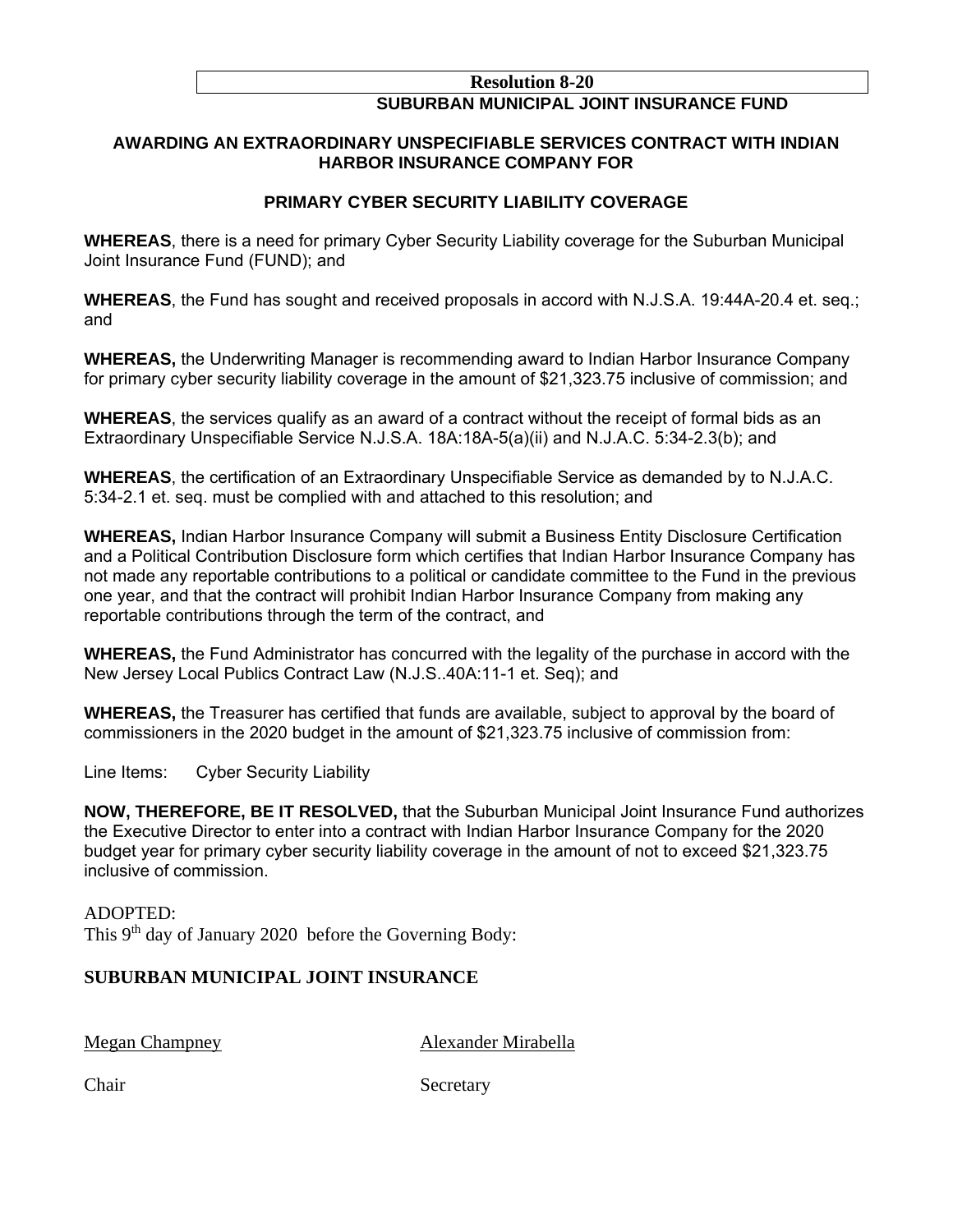**Resolution 8-20**

**SUBURBAN MUNICIPAL JOINT INSURANCE FUND**

**AWARDING AN EXTRAORDINARY UNSPECIFIABLE SERVICES CONTRACT WITH INDIAN HARBOR INSURANCE COMPANY FOR**

**PRIMARY CYBER SECURITY LIABILITY COVERAGE**

**WHEREAS**, there is a need for primary Cyber Security Liability coverage for the Suburban Municipal Joint Insurance Fund (FUND); and

**WHEREAS**, the Fund has sought and received proposals in accord with N.J.S.A. 19:44A-20.4 et. seq.; and

**WHEREAS,** the Underwriting Manager is recommending award to Indian Harbor Insurance Company for primary cyber security liability coverage in the amount of $21,323.75 inclusive of commission; and

**WHEREAS**, the services qualify as an award of a contract without the receipt of formal bids as an Extraordinary Unspecifiable Service N.J.S.A. 18A:18A-5(a)(ii) and N.J.A.C. 5:34-2.3(b); and

**WHEREAS**, the certification of an Extraordinary Unspecifiable Service as demanded by to N.J.A.C. 5:34-2.1 et. seq. must be complied with and attached to this resolution; and

**WHEREAS,** Indian Harbor Insurance Company will submit a Business Entity Disclosure Certification and a Political Contribution Disclosure form which certifies that Indian Harbor Insurance Company has not made any reportable contributions to a political or candidate committee to the Fund in the previous one year, and that the contract will prohibit Indian Harbor Insurance Company from making any reportable contributions through the term of the contract, and

**WHEREAS,** the Fund Administrator has concurred with the legality of the purchase in accord with the New Jersey Local Publics Contract Law (N.J.S..40A:11-1 et. Seq); and

**WHEREAS,** the Treasurer has certified that funds are available, subject to approval by the board of commissioners in the 2020 budget in the amount of $21,323.75 inclusive of commission from:

Line Items: Cyber Security Liability

**NOW, THEREFORE, BE IT RESOLVED,** that the Suburban Municipal Joint Insurance Fund authorizes the Executive Director to enter into a contract with Indian Harbor Insurance Company for the 2020 budget year for primary cyber security liability coverage in the amount of not to exceed $21,323.75 inclusive of commission.

ADOPTED:
This 9th day of January 2020 before the Governing Body:

**SUBURBAN MUNICIPAL JOINT INSURANCE**

| Megan Champney | Alexander Mirabella |
|---|---|
| Chair | Secretary |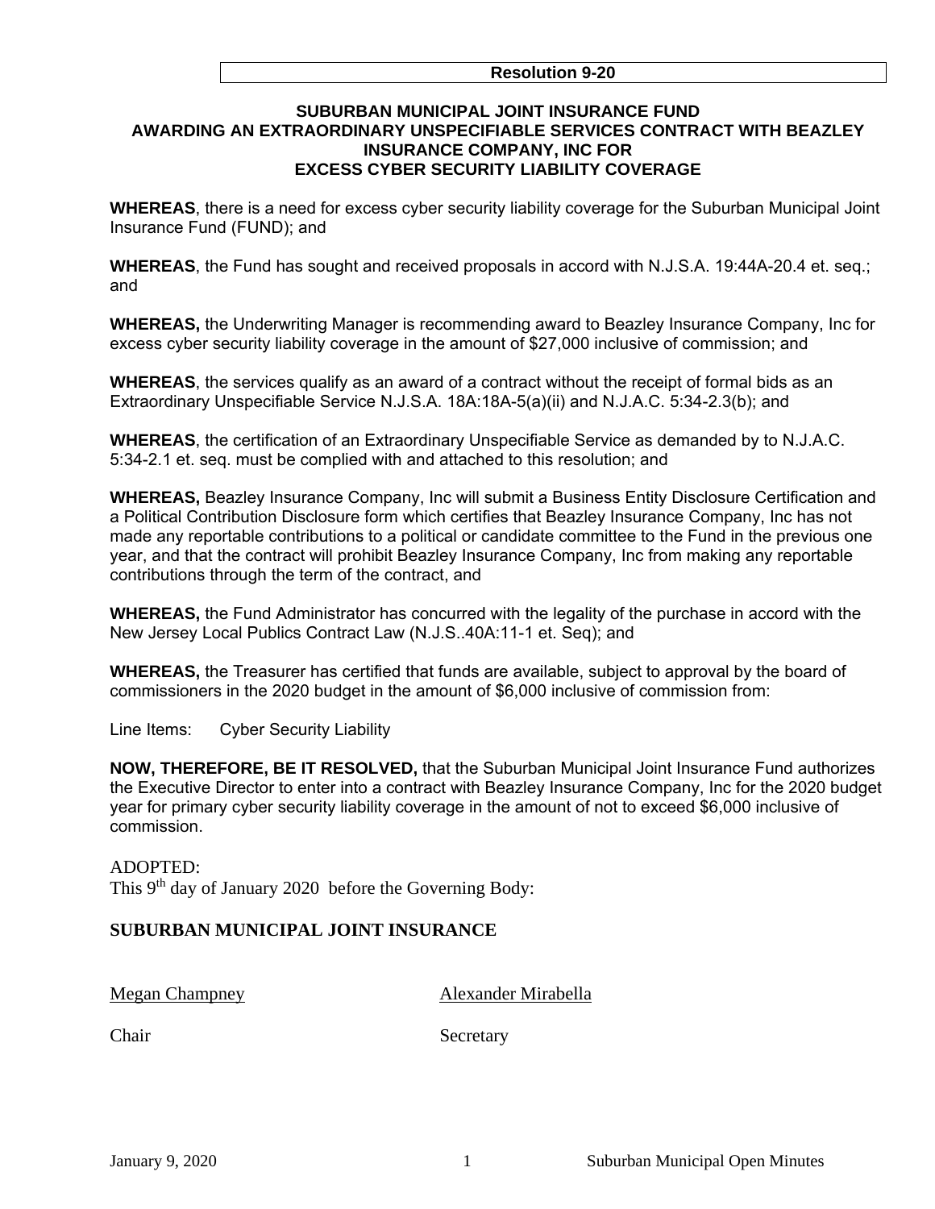**Resolution 9-20**

## SUBURBAN MUNICIPAL JOINT INSURANCE FUND AWARDING AN EXTRAORDINARY UNSPECIFIABLE SERVICES CONTRACT WITH BEAZLEY INSURANCE COMPANY, INC FOR EXCESS CYBER SECURITY LIABILITY COVERAGE

**WHEREAS**, there is a need for excess cyber security liability coverage for the Suburban Municipal Joint Insurance Fund (FUND); and

**WHEREAS**, the Fund has sought and received proposals in accord with N.J.S.A. 19:44A-20.4 et. seq.; and

**WHEREAS,** the Underwriting Manager is recommending award to Beazley Insurance Company, Inc for excess cyber security liability coverage in the amount of $27,000 inclusive of commission; and

**WHEREAS**, the services qualify as an award of a contract without the receipt of formal bids as an Extraordinary Unspecifiable Service N.J.S.A. 18A:18A-5(a)(ii) and N.J.A.C. 5:34-2.3(b); and

**WHEREAS**, the certification of an Extraordinary Unspecifiable Service as demanded by to N.J.A.C. 5:34-2.1 et. seq. must be complied with and attached to this resolution; and

**WHEREAS,** Beazley Insurance Company, Inc will submit a Business Entity Disclosure Certification and a Political Contribution Disclosure form which certifies that Beazley Insurance Company, Inc has not made any reportable contributions to a political or candidate committee to the Fund in the previous one year, and that the contract will prohibit Beazley Insurance Company, Inc from making any reportable contributions through the term of the contract, and

**WHEREAS,** the Fund Administrator has concurred with the legality of the purchase in accord with the New Jersey Local Publics Contract Law (N.J.S..40A:11-1 et. Seq); and

**WHEREAS,** the Treasurer has certified that funds are available, subject to approval by the board of commissioners in the 2020 budget in the amount of $6,000 inclusive of commission from:

Line Items: Cyber Security Liability

**NOW, THEREFORE, BE IT RESOLVED,** that the Suburban Municipal Joint Insurance Fund authorizes the Executive Director to enter into a contract with Beazley Insurance Company, Inc for the 2020 budget year for primary cyber security liability coverage in the amount of not to exceed $6,000 inclusive of commission.

ADOPTED:
This 9th day of January 2020 before the Governing Body:

**SUBURBAN MUNICIPAL JOINT INSURANCE**

| | |
|---|---|
| Megan Champney | Alexander Mirabella |
| Chair | Secretary |